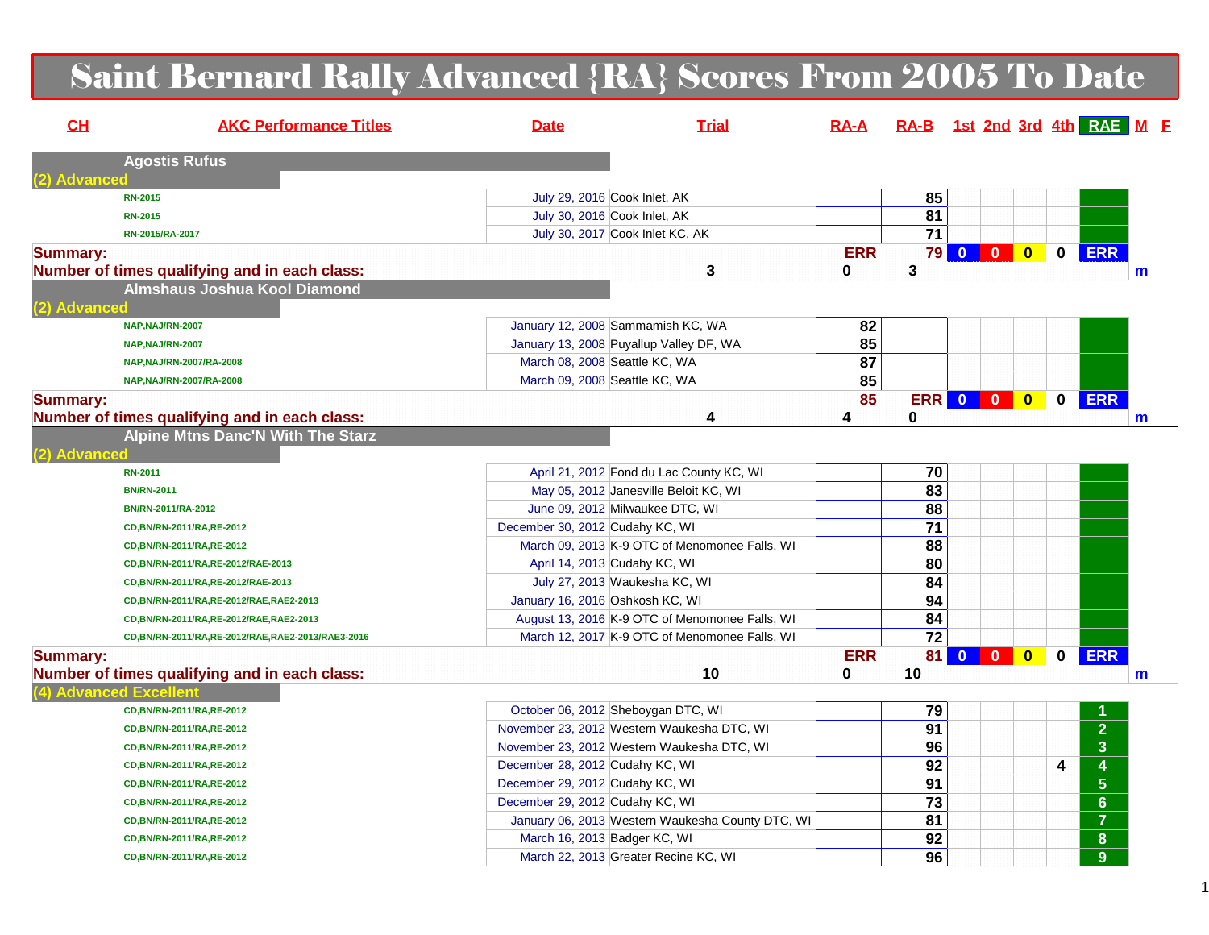# Saint Bernard Rally Advanced {RA} Scores From 2005 To Date

| CH | AKC Performance Titles | Date | Trial | RA-A | RA-B | 1st | 2nd | 3rd | 4th | RAE | M | F |
|---|---|---|---|---|---|---|---|---|---|---|---|---|
| | **Agostis Rufus** | | | | | | | | | | | |
| **(2) Advanced** | | | | | | | | | | | | |
| | RN-2015 | July 29, 2016 | Cook Inlet, AK | | 85 | | | | | | | |
| | RN-2015 | July 30, 2016 | Cook Inlet, AK | | 81 | | | | | | | |
| | RN-2015/RA-2017 | July 30, 2017 | Cook Inlet KC, AK | | 71 | | | | | | | |
| **Summary:** | | | | ERR | 79 | 0 | 0 | 0 | 0 | ERR | | |
| **Number of times qualifying and in each class:** | | | 3 | 0 | 3 | | | | | | m | |
| | **Almshaus Joshua Kool Diamond** | | | | | | | | | | | |
| **(2) Advanced** | | | | | | | | | | | | |
| | NAP,NAJ/RN-2007 | January 12, 2008 | Sammamish KC, WA | 82 | | | | | | | | |
| | NAP,NAJ/RN-2007 | January 13, 2008 | Puyallup Valley DF, WA | 85 | | | | | | | | |
| | NAP,NAJ/RN-2007/RA-2008 | March 08, 2008 | Seattle KC, WA | 87 | | | | | | | | |
| | NAP,NAJ/RN-2007/RA-2008 | March 09, 2008 | Seattle KC, WA | 85 | | | | | | | | |
| **Summary:** | | | | 85 | ERR | 0 | 0 | 0 | 0 | ERR | | |
| **Number of times qualifying and in each class:** | | | 4 | 4 | 0 | | | | | | m | |
| | **Alpine Mtns Danc'N With The Starz** | | | | | | | | | | | |
| **(2) Advanced** | | | | | | | | | | | | |
| | RN-2011 | April 21, 2012 | Fond du Lac County KC, WI | | 70 | | | | | | | |
| | BN/RN-2011 | May 05, 2012 | Janesville Beloit KC, WI | | 83 | | | | | | | |
| | BN/RN-2011/RA-2012 | June 09, 2012 | Milwaukee DTC, WI | | 88 | | | | | | | |
| | CD,BN/RN-2011/RA,RE-2012 | December 30, 2012 | Cudahy KC, WI | | 71 | | | | | | | |
| | CD,BN/RN-2011/RA,RE-2012 | March 09, 2013 | K-9 OTC of Menomonee Falls, WI | | 88 | | | | | | | |
| | CD,BN/RN-2011/RA,RE-2012/RAE-2013 | April 14, 2013 | Cudahy KC, WI | | 80 | | | | | | | |
| | CD,BN/RN-2011/RA,RE-2012/RAE-2013 | July 27, 2013 | Waukesha KC, WI | | 84 | | | | | | | |
| | CD,BN/RN-2011/RA,RE-2012/RAE,RAE2-2013 | January 16, 2016 | Oshkosh KC, WI | | 94 | | | | | | | |
| | CD,BN/RN-2011/RA,RE-2012/RAE,RAE2-2013 | August 13, 2016 | K-9 OTC of Menomonee Falls, WI | | 84 | | | | | | | |
| | CD,BN/RN-2011/RA,RE-2012/RAE,RAE2-2013/RAE3-2016 | March 12, 2017 | K-9 OTC of Menomonee Falls, WI | | 72 | | | | | | | |
| **Summary:** | | | | ERR | 81 | 0 | 0 | 0 | 0 | ERR | | |
| **Number of times qualifying and in each class:** | | | 10 | 0 | 10 | | | | | | m | |
| **(4) Advanced Excellent** | | | | | | | | | | | | |
| | CD,BN/RN-2011/RA,RE-2012 | October 06, 2012 | Sheboygan DTC, WI | | 79 | | | | | 1 | | |
| | CD,BN/RN-2011/RA,RE-2012 | November 23, 2012 | Western Waukesha DTC, WI | | 91 | | | | | 2 | | |
| | CD,BN/RN-2011/RA,RE-2012 | November 23, 2012 | Western Waukesha DTC, WI | | 96 | | | | | 3 | | |
| | CD,BN/RN-2011/RA,RE-2012 | December 28, 2012 | Cudahy KC, WI | | 92 | | | | 4 | 4 | | |
| | CD,BN/RN-2011/RA,RE-2012 | December 29, 2012 | Cudahy KC, WI | | 91 | | | | | 5 | | |
| | CD,BN/RN-2011/RA,RE-2012 | December 29, 2012 | Cudahy KC, WI | | 73 | | | | | 6 | | |
| | CD,BN/RN-2011/RA,RE-2012 | January 06, 2013 | Western Waukesha County DTC, WI | | 81 | | | | | 7 | | |
| | CD,BN/RN-2011/RA,RE-2012 | March 16, 2013 | Badger KC, WI | | 92 | | | | | 8 | | |
| | CD,BN/RN-2011/RA,RE-2012 | March 22, 2013 | Greater Recine KC, WI | | 96 | | | | | 9 | | |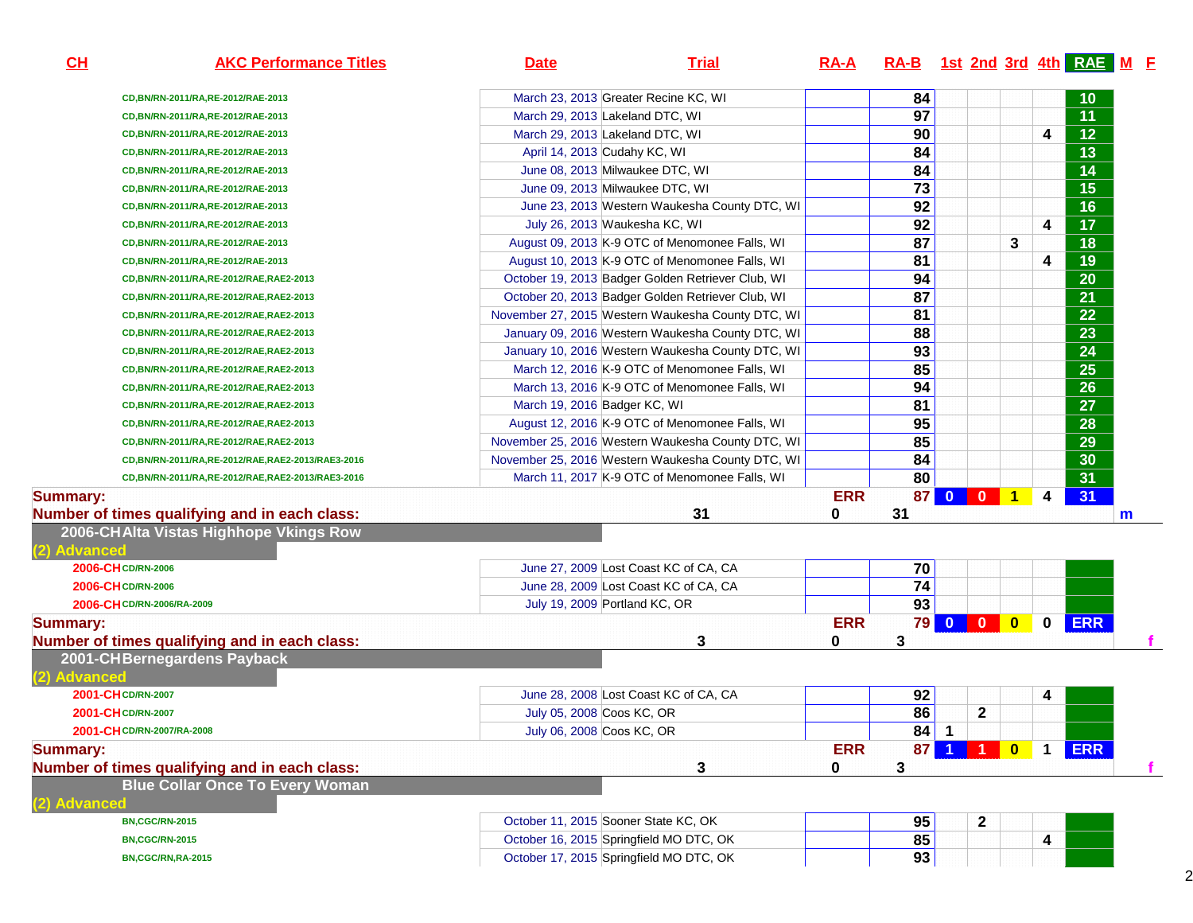| CH | AKC Performance Titles | Date | Trial | RA-A | RA-B | 1st | 2nd | 3rd | 4th | RAE | M | F |
|---|---|---|---|---|---|---|---|---|---|---|---|---|
| | CD,BN/RN-2011/RA,RE-2012/RAE-2013 | March 23, 2013 | Greater Recine KC, WI | | 84 | | | | | 10 | | |
| | CD,BN/RN-2011/RA,RE-2012/RAE-2013 | March 29, 2013 | Lakeland DTC, WI | | 97 | | | | | 11 | | |
| | CD,BN/RN-2011/RA,RE-2012/RAE-2013 | March 29, 2013 | Lakeland DTC, WI | | 90 | | | | 4 | 12 | | |
| | CD,BN/RN-2011/RA,RE-2012/RAE-2013 | April 14, 2013 | Cudahy KC, WI | | 84 | | | | | 13 | | |
| | CD,BN/RN-2011/RA,RE-2012/RAE-2013 | June 08, 2013 | Milwaukee DTC, WI | | 84 | | | | | 14 | | |
| | CD,BN/RN-2011/RA,RE-2012/RAE-2013 | June 09, 2013 | Milwaukee DTC, WI | | 73 | | | | | 15 | | |
| | CD,BN/RN-2011/RA,RE-2012/RAE-2013 | June 23, 2013 | Western Waukesha County DTC, WI | | 92 | | | | | 16 | | |
| | CD,BN/RN-2011/RA,RE-2012/RAE-2013 | July 26, 2013 | Waukesha KC, WI | | 92 | | | | 4 | 17 | | |
| | CD,BN/RN-2011/RA,RE-2012/RAE-2013 | August 09, 2013 | K-9 OTC of Menomonee Falls, WI | | 87 | | | 3 | | 18 | | |
| | CD,BN/RN-2011/RA,RE-2012/RAE-2013 | August 10, 2013 | K-9 OTC of Menomonee Falls, WI | | 81 | | | | 4 | 19 | | |
| | CD,BN/RN-2011/RA,RE-2012/RAE,RAE2-2013 | October 19, 2013 | Badger Golden Retriever Club, WI | | 94 | | | | | 20 | | |
| | CD,BN/RN-2011/RA,RE-2012/RAE,RAE2-2013 | October 20, 2013 | Badger Golden Retriever Club, WI | | 87 | | | | | 21 | | |
| | CD,BN/RN-2011/RA,RE-2012/RAE,RAE2-2013 | November 27, 2015 | Western Waukesha County DTC, WI | | 81 | | | | | 22 | | |
| | CD,BN/RN-2011/RA,RE-2012/RAE,RAE2-2013 | January 09, 2016 | Western Waukesha County DTC, WI | | 88 | | | | | 23 | | |
| | CD,BN/RN-2011/RA,RE-2012/RAE,RAE2-2013 | January 10, 2016 | Western Waukesha County DTC, WI | | 93 | | | | | 24 | | |
| | CD,BN/RN-2011/RA,RE-2012/RAE,RAE2-2013 | March 12, 2016 | K-9 OTC of Menomonee Falls, WI | | 85 | | | | | 25 | | |
| | CD,BN/RN-2011/RA,RE-2012/RAE,RAE2-2013 | March 13, 2016 | K-9 OTC of Menomonee Falls, WI | | 94 | | | | | 26 | | |
| | CD,BN/RN-2011/RA,RE-2012/RAE,RAE2-2013 | March 19, 2016 | Badger KC, WI | | 81 | | | | | 27 | | |
| | CD,BN/RN-2011/RA,RE-2012/RAE,RAE2-2013 | August 12, 2016 | K-9 OTC of Menomonee Falls, WI | | 95 | | | | | 28 | | |
| | CD,BN/RN-2011/RA,RE-2012/RAE,RAE2-2013 | November 25, 2016 | Western Waukesha County DTC, WI | | 85 | | | | | 29 | | |
| | CD,BN/RN-2011/RA,RE-2012/RAE,RAE2-2013/RAE3-2016 | November 25, 2016 | Western Waukesha County DTC, WI | | 84 | | | | | 30 | | |
| | CD,BN/RN-2011/RA,RE-2012/RAE,RAE2-2013/RAE3-2016 | March 11, 2017 | K-9 OTC of Menomonee Falls, WI | | 80 | | | | | 31 | | |
| **Summary:** | | | | ERR | 87 | 0 | 0 | 1 | 4 | 31 | | |
| **Number of times qualifying and in each class:** | | | 31 | 0 | 31 | | | | | | m | |
| **2006-CH Alta Vistas Highhope Vkings Row** | | | | | | | | | | | | |
| **(2) Advanced** | | | | | | | | | | | | |
| 2006-CH | CD/RN-2006 | June 27, 2009 | Lost Coast KC of CA, CA | | 70 | | | | | | | |
| 2006-CH | CD/RN-2006 | June 28, 2009 | Lost Coast KC of CA, CA | | 74 | | | | | | | |
| 2006-CH | CD/RN-2006/RA-2009 | July 19, 2009 | Portland KC, OR | | 93 | | | | | | | |
| **Summary:** | | | | ERR | 79 | 0 | 0 | 0 | 0 | ERR | | |
| **Number of times qualifying and in each class:** | | | 3 | 0 | 3 | | | | | | | f |
| **2001-CH Bernegardens Payback** | | | | | | | | | | | | |
| **(2) Advanced** | | | | | | | | | | | | |
| 2001-CH | CD/RN-2007 | June 28, 2008 | Lost Coast KC of CA, CA | | 92 | | | | 4 | | | |
| 2001-CH | CD/RN-2007 | July 05, 2008 | Coos KC, OR | | 86 | | 2 | | | | | |
| 2001-CH | CD/RN-2007/RA-2008 | July 06, 2008 | Coos KC, OR | | 84 | 1 | | | | | | |
| **Summary:** | | | | ERR | 87 | 1 | 1 | 0 | 1 | ERR | | |
| **Number of times qualifying and in each class:** | | | 3 | 0 | 3 | | | | | | | f |
| **Blue Collar Once To Every Woman** | | | | | | | | | | | | |
| **(2) Advanced** | | | | | | | | | | | | |
| | BN,CGC/RN-2015 | October 11, 2015 | Sooner State KC, OK | | 95 | | 2 | | | | | |
| | BN,CGC/RN-2015 | October 16, 2015 | Springfield MO DTC, OK | | 85 | | | | 4 | | | |
| | BN,CGC/RN,RA-2015 | October 17, 2015 | Springfield MO DTC, OK | | 93 | | | | | | | |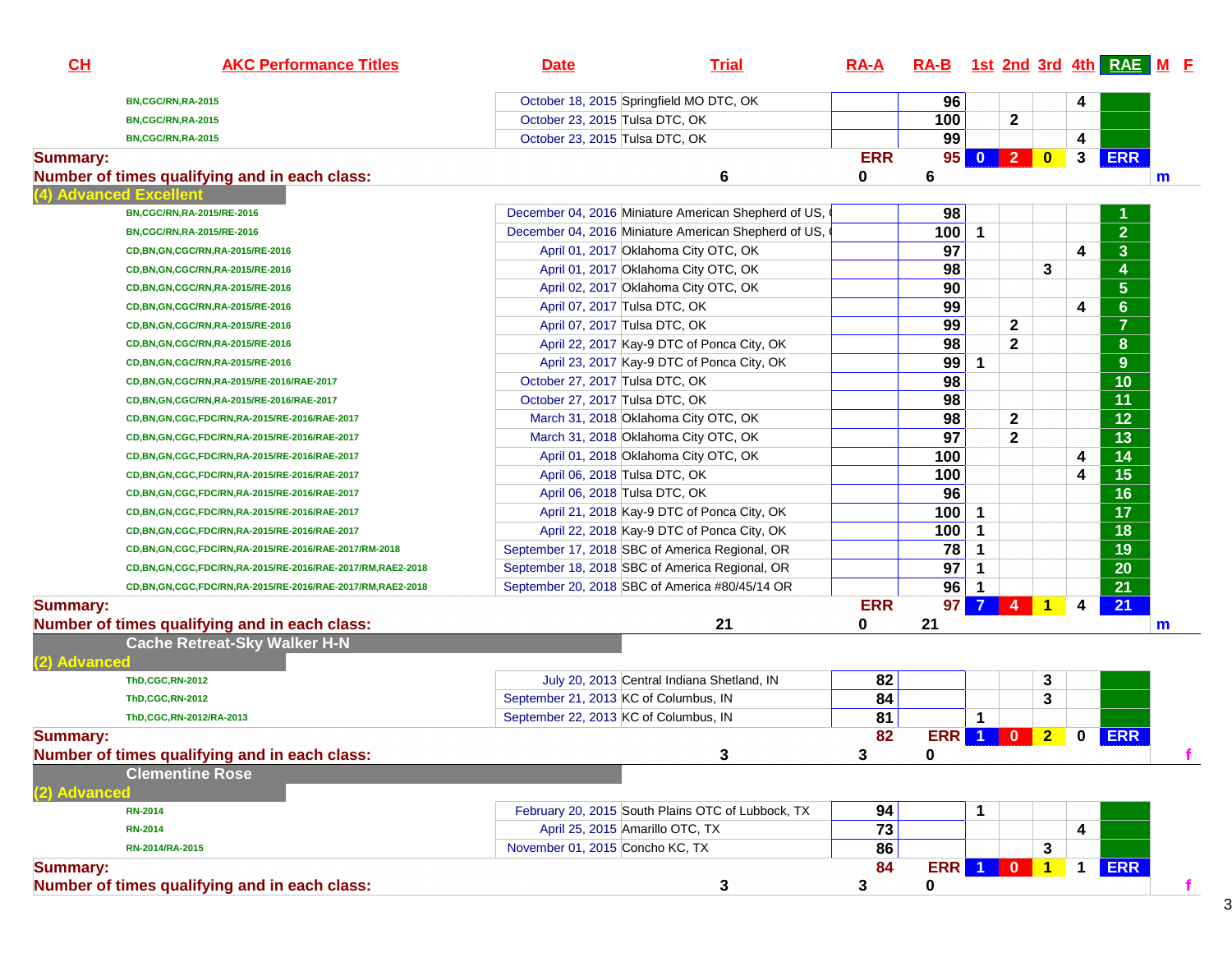| CH | AKC Performance Titles | Date | Trial | RA-A | RA-B | 1st | 2nd | 3rd | 4th | RAE | M | F |
|---|---|---|---|---|---|---|---|---|---|---|---|---|
| | BN,CGC/RN,RA-2015 | October 18, 2015 | Springfield MO DTC, OK | | 96 | | | | 4 | | | |
| | BN,CGC/RN,RA-2015 | October 23, 2015 | Tulsa DTC, OK | | 100 | | 2 | | | | | |
| | BN,CGC/RN,RA-2015 | October 23, 2015 | Tulsa DTC, OK | | 99 | | | | 4 | | | |
| **Summary:** | | | | ERR | 95 | 0 | 2 | 0 | 3 | ERR | | |
| **Number of times qualifying and in each class:** | | | 6 | 0 | 6 | | | | | | m | |
| **(4) Advanced Excellent** | | | | | | | | | | | | |
| | BN,CGC/RN,RA-2015/RE-2016 | December 04, 2016 | Miniature American Shepherd of US, ( | | 98 | | | | | 1 | | |
| | BN,CGC/RN,RA-2015/RE-2016 | December 04, 2016 | Miniature American Shepherd of US, ( | | 100 | 1 | | | | 2 | | |
| | CD,BN,GN,CGC/RN,RA-2015/RE-2016 | April 01, 2017 | Oklahoma City OTC, OK | | 97 | | | | 4 | 3 | | |
| | CD,BN,GN,CGC/RN,RA-2015/RE-2016 | April 01, 2017 | Oklahoma City OTC, OK | | 98 | | | 3 | | 4 | | |
| | CD,BN,GN,CGC/RN,RA-2015/RE-2016 | April 02, 2017 | Oklahoma City OTC, OK | | 90 | | | | | 5 | | |
| | CD,BN,GN,CGC/RN,RA-2015/RE-2016 | April 07, 2017 | Tulsa DTC, OK | | 99 | | | | 4 | 6 | | |
| | CD,BN,GN,CGC/RN,RA-2015/RE-2016 | April 07, 2017 | Tulsa DTC, OK | | 99 | | 2 | | | 7 | | |
| | CD,BN,GN,CGC/RN,RA-2015/RE-2016 | April 22, 2017 | Kay-9 DTC of Ponca City, OK | | 98 | | 2 | | | 8 | | |
| | CD,BN,GN,CGC/RN,RA-2015/RE-2016 | April 23, 2017 | Kay-9 DTC of Ponca City, OK | | 99 | 1 | | | | 9 | | |
| | CD,BN,GN,CGC/RN,RA-2015/RE-2016/RAE-2017 | October 27, 2017 | Tulsa DTC, OK | | 98 | | | | | 10 | | |
| | CD,BN,GN,CGC/RN,RA-2015/RE-2016/RAE-2017 | October 27, 2017 | Tulsa DTC, OK | | 98 | | | | | 11 | | |
| | CD,BN,GN,CGC,FDC/RN,RA-2015/RE-2016/RAE-2017 | March 31, 2018 | Oklahoma City OTC, OK | | 98 | | 2 | | | 12 | | |
| | CD,BN,GN,CGC,FDC/RN,RA-2015/RE-2016/RAE-2017 | March 31, 2018 | Oklahoma City OTC, OK | | 97 | | 2 | | | 13 | | |
| | CD,BN,GN,CGC,FDC/RN,RA-2015/RE-2016/RAE-2017 | April 01, 2018 | Oklahoma City OTC, OK | | 100 | | | | 4 | 14 | | |
| | CD,BN,GN,CGC,FDC/RN,RA-2015/RE-2016/RAE-2017 | April 06, 2018 | Tulsa DTC, OK | | 100 | | | | 4 | 15 | | |
| | CD,BN,GN,CGC,FDC/RN,RA-2015/RE-2016/RAE-2017 | April 06, 2018 | Tulsa DTC, OK | | 96 | | | | | 16 | | |
| | CD,BN,GN,CGC,FDC/RN,RA-2015/RE-2016/RAE-2017 | April 21, 2018 | Kay-9 DTC of Ponca City, OK | | 100 | 1 | | | | 17 | | |
| | CD,BN,GN,CGC,FDC/RN,RA-2015/RE-2016/RAE-2017 | April 22, 2018 | Kay-9 DTC of Ponca City, OK | | 100 | 1 | | | | 18 | | |
| | CD,BN,GN,CGC,FDC/RN,RA-2015/RE-2016/RAE-2017/RM-2018 | September 17, 2018 | SBC of America Regional, OR | | 78 | 1 | | | | 19 | | |
| | CD,BN,GN,CGC,FDC/RN,RA-2015/RE-2016/RAE-2017/RM,RAE2-2018 | September 18, 2018 | SBC of America Regional, OR | | 97 | 1 | | | | 20 | | |
| | CD,BN,GN,CGC,FDC/RN,RA-2015/RE-2016/RAE-2017/RM,RAE2-2018 | September 20, 2018 | SBC of America #80/45/14 OR | | 96 | 1 | | | | 21 | | |
| **Summary:** | | | | ERR | 97 | 7 | 4 | 1 | 4 | 21 | | |
| **Number of times qualifying and in each class:** | | | 21 | 0 | 21 | | | | | | m | |
| **Cache Retreat-Sky Walker H-N** | | | | | | | | | | | | |
| **(2) Advanced** | | | | | | | | | | | | |
| | ThD,CGC,RN-2012 | July 20, 2013 | Central Indiana Shetland, IN | 82 | | | | 3 | | | | |
| | ThD,CGC,RN-2012 | September 21, 2013 | KC of Columbus, IN | 84 | | | | 3 | | | | |
| | ThD,CGC,RN-2012/RA-2013 | September 22, 2013 | KC of Columbus, IN | 81 | | 1 | | | | | | |
| **Summary:** | | | | 82 | ERR | 1 | 0 | 2 | 0 | ERR | | |
| **Number of times qualifying and in each class:** | | | 3 | 3 | 0 | | | | | | | f |
| **Clementine Rose** | | | | | | | | | | | | |
| **(2) Advanced** | | | | | | | | | | | | |
| | RN-2014 | February 20, 2015 | South Plains OTC of Lubbock, TX | 94 | | 1 | | | | | | |
| | RN-2014 | April 25, 2015 | Amarillo OTC, TX | 73 | | | | | 4 | | | |
| | RN-2014/RA-2015 | November 01, 2015 | Concho KC, TX | 86 | | | | 3 | | | | |
| **Summary:** | | | | 84 | ERR | 1 | 0 | 1 | 1 | ERR | | |
| **Number of times qualifying and in each class:** | | | 3 | 3 | 0 | | | | | | | f |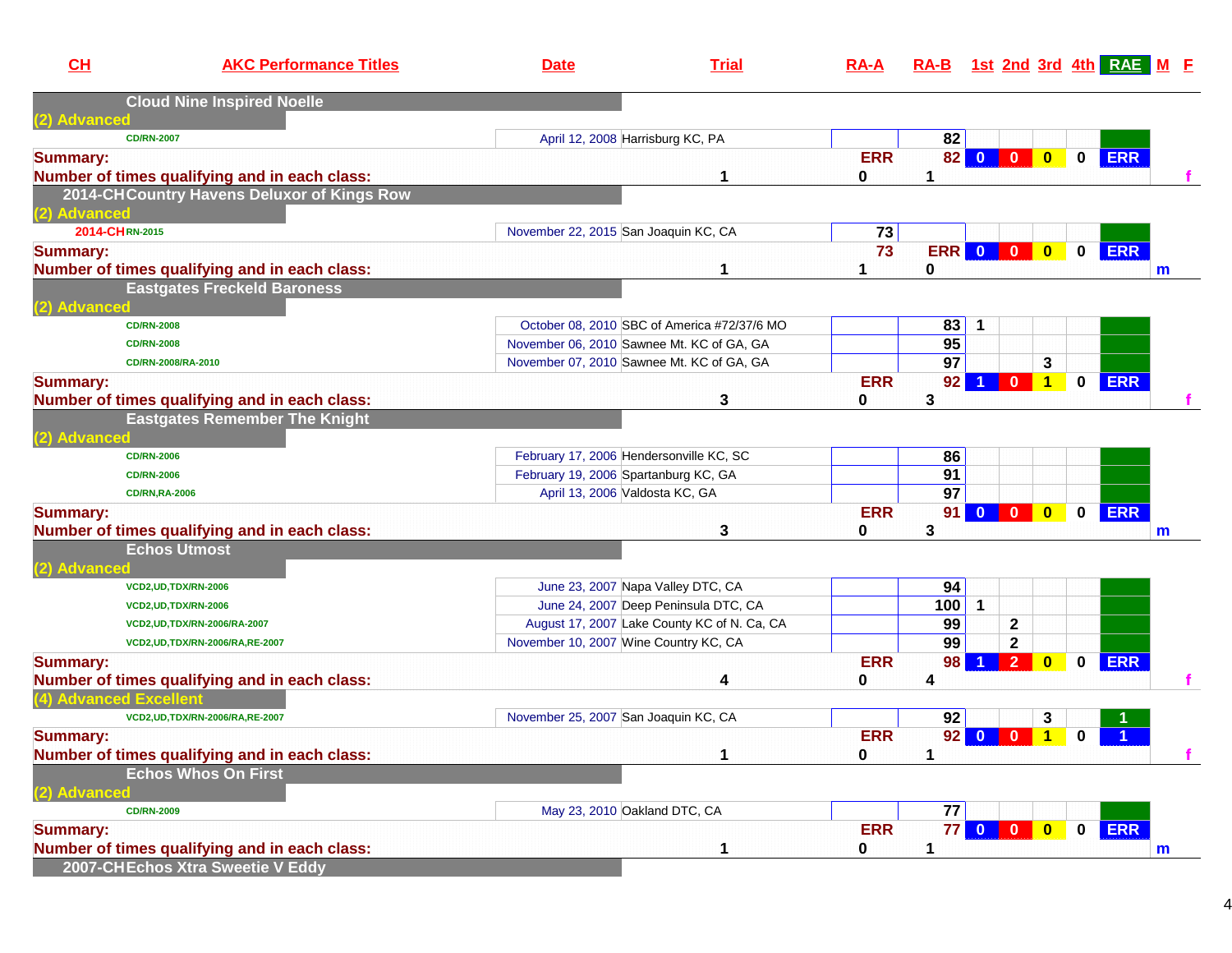| CH | AKC Performance Titles | Date | Trial | RA-A | RA-B | 1st | 2nd | 3rd | 4th | RAE | M | F |
|---|---|---|---|---|---|---|---|---|---|---|---|---|
| | **Cloud Nine Inspired Noelle** | | | | | | | | | | | |
| **(2) Advanced** | | | | | | | | | | | | |
| | CD/RN-2007 | April 12, 2008 | Harrisburg KC, PA | | 82 | | | | | | | |
| **Summary:** | | | | ERR | 82 | 0 | 0 | 0 | 0 | ERR | | |
| **Number of times qualifying and in each class:** | | | 1 | 0 | 1 | | | | | | | f |
| 2014-CH | **Country Havens Deluxor of Kings Row** | | | | | | | | | | | |
| **(2) Advanced** | | | | | | | | | | | | |
| 2014-CH | RN-2015 | November 22, 2015 | San Joaquin KC, CA | 73 | | | | | | | | |
| **Summary:** | | | | 73 | ERR | 0 | 0 | 0 | 0 | ERR | | |
| **Number of times qualifying and in each class:** | | | 1 | 1 | 0 | | | | | | m | |
| | **Eastgates Freckeld Baroness** | | | | | | | | | | | |
| **(2) Advanced** | | | | | | | | | | | | |
| | CD/RN-2008 | October 08, 2010 | SBC of America #72/37/6 MO | | 83 | 1 | | | | | | |
| | CD/RN-2008 | November 06, 2010 | Sawnee Mt. KC of GA, GA | | 95 | | | | | | | |
| | CD/RN-2008/RA-2010 | November 07, 2010 | Sawnee Mt. KC of GA, GA | | 97 | | | 3 | | | | |
| **Summary:** | | | | ERR | 92 | 1 | 0 | 1 | 0 | ERR | | |
| **Number of times qualifying and in each class:** | | | 3 | 0 | 3 | | | | | | | f |
| | **Eastgates Remember The Knight** | | | | | | | | | | | |
| **(2) Advanced** | | | | | | | | | | | | |
| | CD/RN-2006 | February 17, 2006 | Hendersonville KC, SC | | 86 | | | | | | | |
| | CD/RN-2006 | February 19, 2006 | Spartanburg KC, GA | | 91 | | | | | | | |
| | CD/RN,RA-2006 | April 13, 2006 | Valdosta KC, GA | | 97 | | | | | | | |
| **Summary:** | | | | ERR | 91 | 0 | 0 | 0 | 0 | ERR | | |
| **Number of times qualifying and in each class:** | | | 3 | 0 | 3 | | | | | | m | |
| | **Echos Utmost** | | | | | | | | | | | |
| **(2) Advanced** | | | | | | | | | | | | |
| | VCD2,UD,TDX/RN-2006 | June 23, 2007 | Napa Valley DTC, CA | | 94 | | | | | | | |
| | VCD2,UD,TDX/RN-2006 | June 24, 2007 | Deep Peninsula DTC, CA | | 100 | 1 | | | | | | |
| | VCD2,UD,TDX/RN-2006/RA-2007 | August 17, 2007 | Lake County KC of N. Ca, CA | | 99 | | 2 | | | | | |
| | VCD2,UD,TDX/RN-2006/RA,RE-2007 | November 10, 2007 | Wine Country KC, CA | | 99 | | 2 | | | | | |
| **Summary:** | | | | ERR | 98 | 1 | 2 | 0 | 0 | ERR | | |
| **Number of times qualifying and in each class:** | | | 4 | 0 | 4 | | | | | | | f |
| **(4) Advanced Excellent** | | | | | | | | | | | | |
| | VCD2,UD,TDX/RN-2006/RA,RE-2007 | November 25, 2007 | San Joaquin KC, CA | | 92 | | | 3 | | 1 | | |
| **Summary:** | | | | ERR | 92 | 0 | 0 | 1 | 0 | 1 | | |
| **Number of times qualifying and in each class:** | | | 1 | 0 | 1 | | | | | | | f |
| | **Echos Whos On First** | | | | | | | | | | | |
| **(2) Advanced** | | | | | | | | | | | | |
| | CD/RN-2009 | May 23, 2010 | Oakland DTC, CA | | 77 | | | | | | | |
| **Summary:** | | | | ERR | 77 | 0 | 0 | 0 | 0 | ERR | | |
| **Number of times qualifying and in each class:** | | | 1 | 0 | 1 | | | | | | m | |
| 2007-CH | **Echos Xtra Sweetie V Eddy** | | | | | | | | | | | |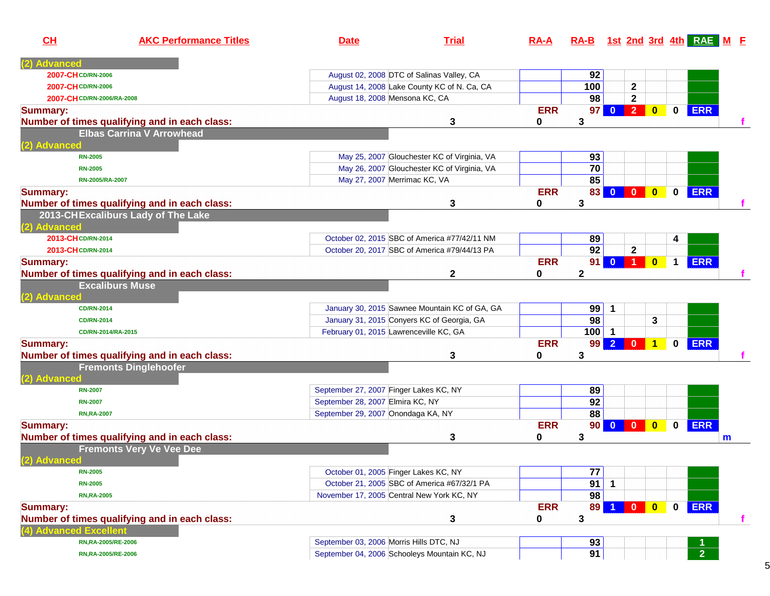| CH | AKC Performance Titles | Date | Trial | RA-A | RA-B | 1st | 2nd | 3rd | 4th | RAE | M | F |
|---|---|---|---|---|---|---|---|---|---|---|---|---|
| (2) Advanced | | | | | | | | | | | | |
| 2007-CH | CD/RN-2006 | August 02, 2008 | DTC of Salinas Valley, CA | | 92 | | | | | | | |
| 2007-CH | CD/RN-2006 | August 14, 2008 | Lake County KC of N. Ca, CA | | 100 | | 2 | | | | | |
| 2007-CH | CD/RN-2006/RA-2008 | August 18, 2008 | Mensona KC, CA | | 98 | | 2 | | | | | |
| Summary: | | | | ERR | 97 | 0 | 2 | 0 | 0 | ERR | | |
| Number of times qualifying and in each class: | | | 3 | 0 | 3 | | | | | | | f |
| | Elbas Carrina V Arrowhead | | | | | | | | | | | |
| (2) Advanced | | | | | | | | | | | | |
| | RN-2005 | May 25, 2007 | Glouchester KC of Virginia, VA | | 93 | | | | | | | |
| | RN-2005 | May 26, 2007 | Glouchester KC of Virginia, VA | | 70 | | | | | | | |
| | RN-2005/RA-2007 | May 27, 2007 | Merrimac KC, VA | | 85 | | | | | | | |
| Summary: | | | | ERR | 83 | 0 | 0 | 0 | 0 | ERR | | |
| Number of times qualifying and in each class: | | | 3 | 0 | 3 | | | | | | | f |
| 2013-CH | Excaliburs Lady of The Lake | | | | | | | | | | | |
| (2) Advanced | | | | | | | | | | | | |
| 2013-CH | CD/RN-2014 | October 02, 2015 | SBC of America #77/42/11 NM | | 89 | | | | 4 | | | |
| 2013-CH | CD/RN-2014 | October 20, 2017 | SBC of America #79/44/13 PA | | 92 | | 2 | | | | | |
| Summary: | | | | ERR | 91 | 0 | 1 | 0 | 1 | ERR | | |
| Number of times qualifying and in each class: | | | 2 | 0 | 2 | | | | | | | f |
| | Excaliburs Muse | | | | | | | | | | | |
| (2) Advanced | | | | | | | | | | | | |
| | CD/RN-2014 | January 30, 2015 | Sawnee Mountain KC of GA, GA | | 99 | 1 | | | | | | |
| | CD/RN-2014 | January 31, 2015 | Conyers KC of Georgia, GA | | 98 | | | 3 | | | | |
| | CD/RN-2014/RA-2015 | February 01, 2015 | Lawrenceville KC, GA | | 100 | 1 | | | | | | |
| Summary: | | | | ERR | 99 | 2 | 0 | 1 | 0 | ERR | | |
| Number of times qualifying and in each class: | | | 3 | 0 | 3 | | | | | | | f |
| | Fremonts Dinglehoofer | | | | | | | | | | | |
| (2) Advanced | | | | | | | | | | | | |
| | RN-2007 | September 27, 2007 | Finger Lakes KC, NY | | 89 | | | | | | | |
| | RN-2007 | September 28, 2007 | Elmira KC, NY | | 92 | | | | | | | |
| | RN,RA-2007 | September 29, 2007 | Onondaga KA, NY | | 88 | | | | | | | |
| Summary: | | | | ERR | 90 | 0 | 0 | 0 | 0 | ERR | | |
| Number of times qualifying and in each class: | | | 3 | 0 | 3 | | | | | | m | |
| | Fremonts Very Ve Vee Dee | | | | | | | | | | | |
| (2) Advanced | | | | | | | | | | | | |
| | RN-2005 | October 01, 2005 | Finger Lakes KC, NY | | 77 | | | | | | | |
| | RN-2005 | October 21, 2005 | SBC of America #67/32/1 PA | | 91 | 1 | | | | | | |
| | RN,RA-2005 | November 17, 2005 | Central New York KC, NY | | 98 | | | | | | | |
| Summary: | | | | ERR | 89 | 1 | 0 | 0 | 0 | ERR | | |
| Number of times qualifying and in each class: | | | 3 | 0 | 3 | | | | | | | f |
| (4) Advanced Excellent | | | | | | | | | | | | |
| | RN,RA-2005/RE-2006 | September 03, 2006 | Morris Hills DTC, NJ | | 93 | | | | | 1 | | |
| | RN,RA-2005/RE-2006 | September 04, 2006 | Schooleys Mountain KC, NJ | | 91 | | | | | 2 | | |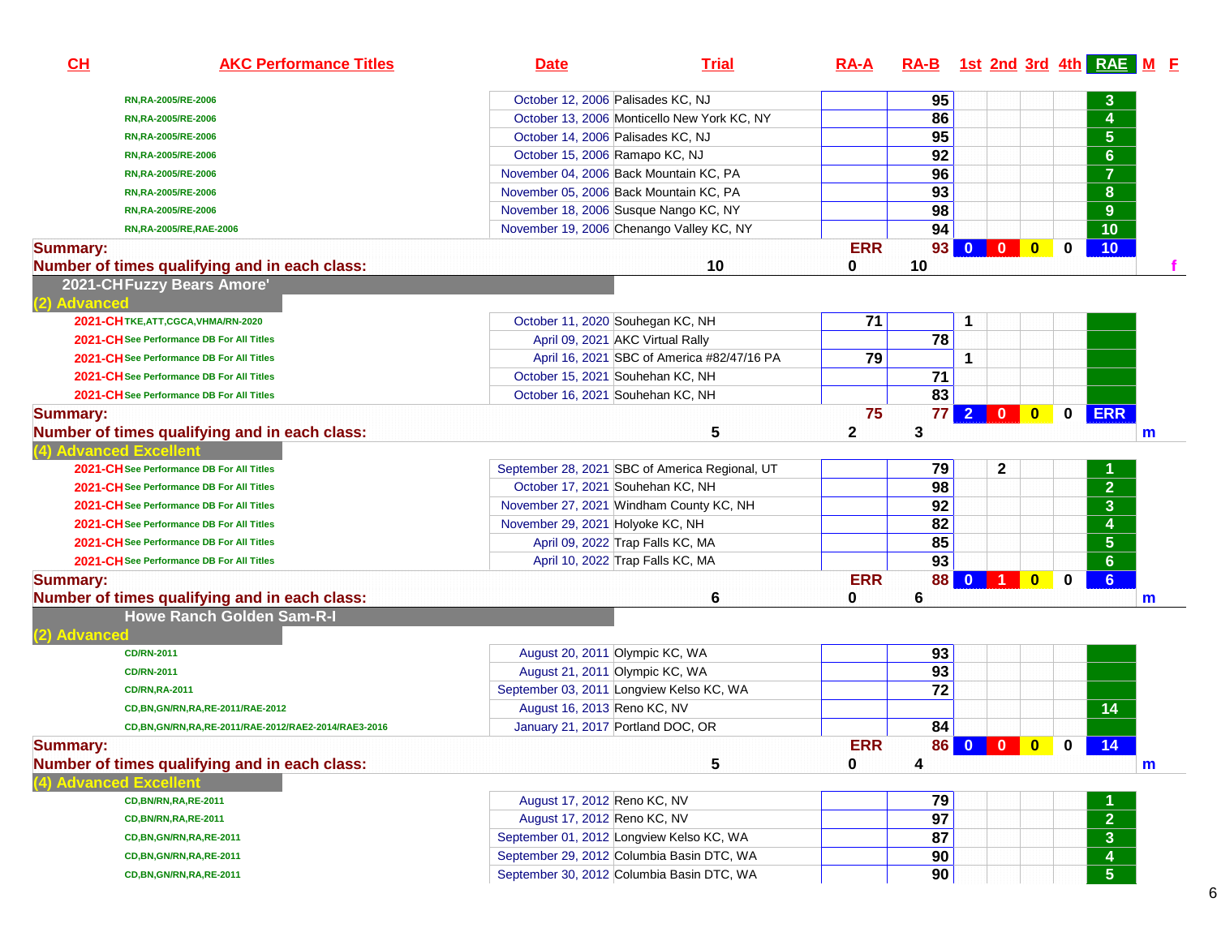| CH | AKC Performance Titles | Date | Trial | RA-A | RA-B | 1st | 2nd | 3rd | 4th | RAE | M | F |
|---|---|---|---|---|---|---|---|---|---|---|---|---|
| | RN,RA-2005/RE-2006 | October 12, 2006 | Palisades KC, NJ | | 95 | | | | | 3 | | |
| | RN,RA-2005/RE-2006 | October 13, 2006 | Monticello New York KC, NY | | 86 | | | | | 4 | | |
| | RN,RA-2005/RE-2006 | October 14, 2006 | Palisades KC, NJ | | 95 | | | | | 5 | | |
| | RN,RA-2005/RE-2006 | October 15, 2006 | Ramapo KC, NJ | | 92 | | | | | 6 | | |
| | RN,RA-2005/RE-2006 | November 04, 2006 | Back Mountain KC, PA | | 96 | | | | | 7 | | |
| | RN,RA-2005/RE-2006 | November 05, 2006 | Back Mountain KC, PA | | 93 | | | | | 8 | | |
| | RN,RA-2005/RE-2006 | November 18, 2006 | Susque Nango KC, NY | | 98 | | | | | 9 | | |
| | RN,RA-2005/RE,RAE-2006 | November 19, 2006 | Chenango Valley KC, NY | | 94 | | | | | 10 | | |
| **Summary:** | | | | ERR | 93 | 0 | 0 | 0 | 0 | 10 | | |
| **Number of times qualifying and in each class:** | | | 10 | 0 | 10 | | | | | | | f |
| **2021-CH Fuzzy Bears Amore'** | | | | | | | | | | | | |
| **(2) Advanced** | | | | | | | | | | | | |
| 2021-CH | TKE,ATT,CGCA,VHMA/RN-2020 | October 11, 2020 | Souhegan KC, NH | 71 | | 1 | | | | | | |
| 2021-CH | See Performance DB For All Titles | April 09, 2021 | AKC Virtual Rally | | 78 | | | | | | | |
| 2021-CH | See Performance DB For All Titles | April 16, 2021 | SBC of America #82/47/16 PA | 79 | | 1 | | | | | | |
| 2021-CH | See Performance DB For All Titles | October 15, 2021 | Souhehan KC, NH | | 71 | | | | | | | |
| 2021-CH | See Performance DB For All Titles | October 16, 2021 | Souhehan KC, NH | | 83 | | | | | | | |
| **Summary:** | | | | 75 | 77 | 2 | 0 | 0 | 0 | ERR | | |
| **Number of times qualifying and in each class:** | | | 5 | 2 | 3 | | | | | | m | |
| **(4) Advanced Excellent** | | | | | | | | | | | | |
| 2021-CH | See Performance DB For All Titles | September 28, 2021 | SBC of America Regional, UT | | 79 | | 2 | | | 1 | | |
| 2021-CH | See Performance DB For All Titles | October 17, 2021 | Souhehan KC, NH | | 98 | | | | | 2 | | |
| 2021-CH | See Performance DB For All Titles | November 27, 2021 | Windham County KC, NH | | 92 | | | | | 3 | | |
| 2021-CH | See Performance DB For All Titles | November 29, 2021 | Holyoke KC, NH | | 82 | | | | | 4 | | |
| 2021-CH | See Performance DB For All Titles | April 09, 2022 | Trap Falls KC, MA | | 85 | | | | | 5 | | |
| 2021-CH | See Performance DB For All Titles | April 10, 2022 | Trap Falls KC, MA | | 93 | | | | | 6 | | |
| **Summary:** | | | | ERR | 88 | 0 | 1 | 0 | 0 | 6 | | |
| **Number of times qualifying and in each class:** | | | 6 | 0 | 6 | | | | | | m | |
| **Howe Ranch Golden Sam-R-I** | | | | | | | | | | | | |
| **(2) Advanced** | | | | | | | | | | | | |
| | CD/RN-2011 | August 20, 2011 | Olympic KC, WA | | 93 | | | | | | | |
| | CD/RN-2011 | August 21, 2011 | Olympic KC, WA | | 93 | | | | | | | |
| | CD/RN,RA-2011 | September 03, 2011 | Longview Kelso KC, WA | | 72 | | | | | | | |
| | CD,BN,GN/RN,RA,RE-2011/RAE-2012 | August 16, 2013 | Reno KC, NV | | | | | | | 14 | | |
| | CD,BN,GN/RN,RA,RE-2011/RAE-2012/RAE2-2014/RAE3-2016 | January 21, 2017 | Portland DOC, OR | | 84 | | | | | | | |
| **Summary:** | | | | ERR | 86 | 0 | 0 | 0 | 0 | 14 | | |
| **Number of times qualifying and in each class:** | | | 5 | 0 | 4 | | | | | | m | |
| **(4) Advanced Excellent** | | | | | | | | | | | | |
| | CD,BN/RN,RA,RE-2011 | August 17, 2012 | Reno KC, NV | | 79 | | | | | 1 | | |
| | CD,BN/RN,RA,RE-2011 | August 17, 2012 | Reno KC, NV | | 97 | | | | | 2 | | |
| | CD,BN,GN/RN,RA,RE-2011 | September 01, 2012 | Longview Kelso KC, WA | | 87 | | | | | 3 | | |
| | CD,BN,GN/RN,RA,RE-2011 | September 29, 2012 | Columbia Basin DTC, WA | | 90 | | | | | 4 | | |
| | CD,BN,GN/RN,RA,RE-2011 | September 30, 2012 | Columbia Basin DTC, WA | | 90 | | | | | 5 | | |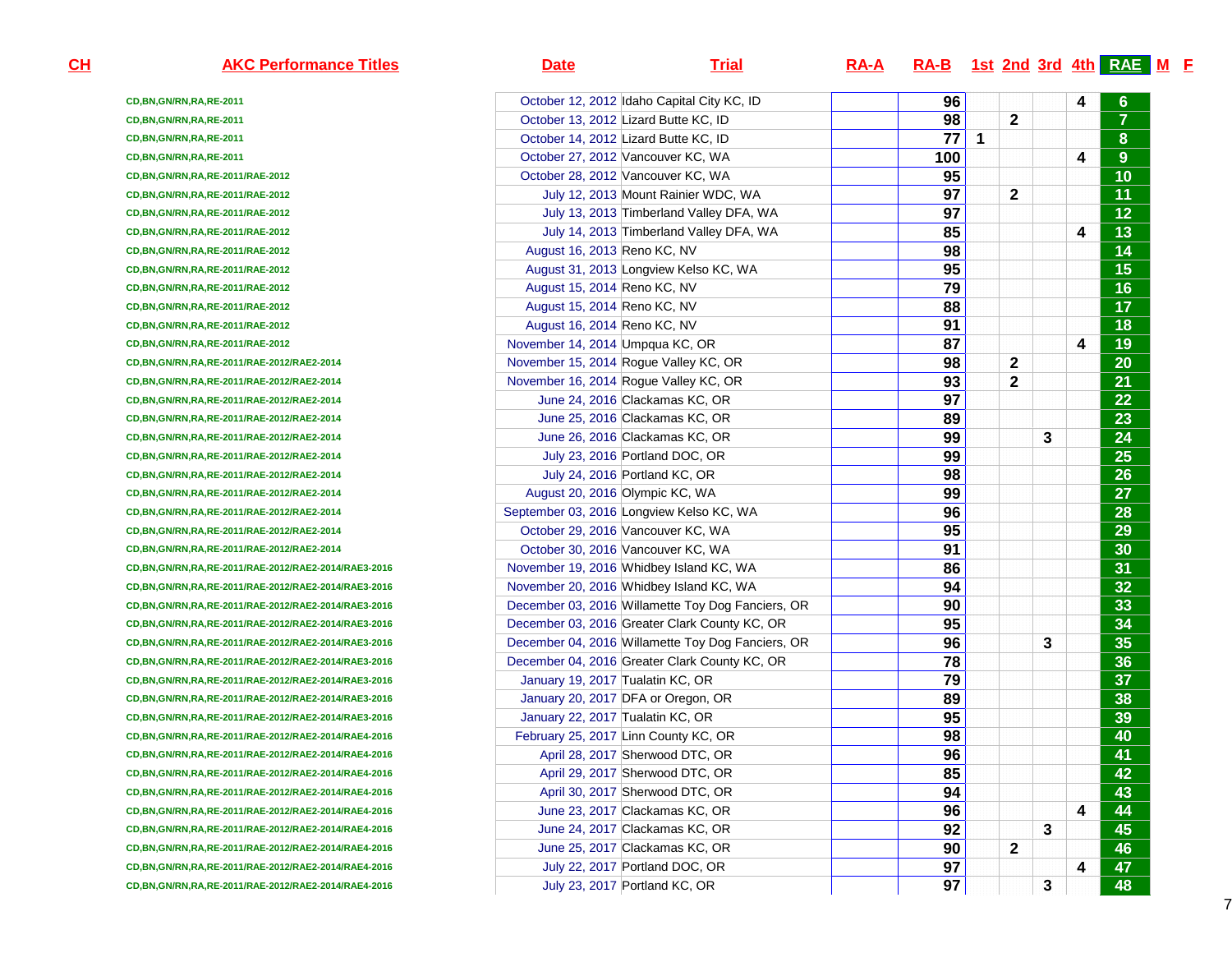| CH | AKC Performance Titles | Date | Trial | RA-A | RA-B | 1st | 2nd | 3rd | 4th | RAE | M | F |
|---|---|---|---|---|---|---|---|---|---|---|---|---|
| | CD,BN,GN/RN,RA,RE-2011 | October 12, 2012 | Idaho Capital City KC, ID | | 96 | | | | 4 | 6 | | |
| | CD,BN,GN/RN,RA,RE-2011 | October 13, 2012 | Lizard Butte KC, ID | | 98 | | 2 | | | 7 | | |
| | CD,BN,GN/RN,RA,RE-2011 | October 14, 2012 | Lizard Butte KC, ID | | 77 | 1 | | | | 8 | | |
| | CD,BN,GN/RN,RA,RE-2011 | October 27, 2012 | Vancouver KC, WA | | 100 | | | | 4 | 9 | | |
| | CD,BN,GN/RN,RA,RE-2011/RAE-2012 | October 28, 2012 | Vancouver KC, WA | | 95 | | | | | 10 | | |
| | CD,BN,GN/RN,RA,RE-2011/RAE-2012 | July 12, 2013 | Mount Rainier WDC, WA | | 97 | | 2 | | | 11 | | |
| | CD,BN,GN/RN,RA,RE-2011/RAE-2012 | July 13, 2013 | Timberland Valley DFA, WA | | 97 | | | | | 12 | | |
| | CD,BN,GN/RN,RA,RE-2011/RAE-2012 | July 14, 2013 | Timberland Valley DFA, WA | | 85 | | | | 4 | 13 | | |
| | CD,BN,GN/RN,RA,RE-2011/RAE-2012 | August 16, 2013 | Reno KC, NV | | 98 | | | | | 14 | | |
| | CD,BN,GN/RN,RA,RE-2011/RAE-2012 | August 31, 2013 | Longview Kelso KC, WA | | 95 | | | | | 15 | | |
| | CD,BN,GN/RN,RA,RE-2011/RAE-2012 | August 15, 2014 | Reno KC, NV | | 79 | | | | | 16 | | |
| | CD,BN,GN/RN,RA,RE-2011/RAE-2012 | August 15, 2014 | Reno KC, NV | | 88 | | | | | 17 | | |
| | CD,BN,GN/RN,RA,RE-2011/RAE-2012 | August 16, 2014 | Reno KC, NV | | 91 | | | | | 18 | | |
| | CD,BN,GN/RN,RA,RE-2011/RAE-2012 | November 14, 2014 | Umpqua KC, OR | | 87 | | | | 4 | 19 | | |
| | CD,BN,GN/RN,RA,RE-2011/RAE-2012/RAE2-2014 | November 15, 2014 | Rogue Valley KC, OR | | 98 | | 2 | | | 20 | | |
| | CD,BN,GN/RN,RA,RE-2011/RAE-2012/RAE2-2014 | November 16, 2014 | Rogue Valley KC, OR | | 93 | | 2 | | | 21 | | |
| | CD,BN,GN/RN,RA,RE-2011/RAE-2012/RAE2-2014 | June 24, 2016 | Clackamas KC, OR | | 97 | | | | | 22 | | |
| | CD,BN,GN/RN,RA,RE-2011/RAE-2012/RAE2-2014 | June 25, 2016 | Clackamas KC, OR | | 89 | | | | | 23 | | |
| | CD,BN,GN/RN,RA,RE-2011/RAE-2012/RAE2-2014 | June 26, 2016 | Clackamas KC, OR | | 99 | | | 3 | | 24 | | |
| | CD,BN,GN/RN,RA,RE-2011/RAE-2012/RAE2-2014 | July 23, 2016 | Portland DOC, OR | | 99 | | | | | 25 | | |
| | CD,BN,GN/RN,RA,RE-2011/RAE-2012/RAE2-2014 | July 24, 2016 | Portland KC, OR | | 98 | | | | | 26 | | |
| | CD,BN,GN/RN,RA,RE-2011/RAE-2012/RAE2-2014 | August 20, 2016 | Olympic KC, WA | | 99 | | | | | 27 | | |
| | CD,BN,GN/RN,RA,RE-2011/RAE-2012/RAE2-2014 | September 03, 2016 | Longview Kelso KC, WA | | 96 | | | | | 28 | | |
| | CD,BN,GN/RN,RA,RE-2011/RAE-2012/RAE2-2014 | October 29, 2016 | Vancouver KC, WA | | 95 | | | | | 29 | | |
| | CD,BN,GN/RN,RA,RE-2011/RAE-2012/RAE2-2014 | October 30, 2016 | Vancouver KC, WA | | 91 | | | | | 30 | | |
| | CD,BN,GN/RN,RA,RE-2011/RAE-2012/RAE2-2014/RAE3-2016 | November 19, 2016 | Whidbey Island KC, WA | | 86 | | | | | 31 | | |
| | CD,BN,GN/RN,RA,RE-2011/RAE-2012/RAE2-2014/RAE3-2016 | November 20, 2016 | Whidbey Island KC, WA | | 94 | | | | | 32 | | |
| | CD,BN,GN/RN,RA,RE-2011/RAE-2012/RAE2-2014/RAE3-2016 | December 03, 2016 | Willamette Toy Dog Fanciers, OR | | 90 | | | | | 33 | | |
| | CD,BN,GN/RN,RA,RE-2011/RAE-2012/RAE2-2014/RAE3-2016 | December 03, 2016 | Greater Clark County KC, OR | | 95 | | | | | 34 | | |
| | CD,BN,GN/RN,RA,RE-2011/RAE-2012/RAE2-2014/RAE3-2016 | December 04, 2016 | Willamette Toy Dog Fanciers, OR | | 96 | | | 3 | | 35 | | |
| | CD,BN,GN/RN,RA,RE-2011/RAE-2012/RAE2-2014/RAE3-2016 | December 04, 2016 | Greater Clark County KC, OR | | 78 | | | | | 36 | | |
| | CD,BN,GN/RN,RA,RE-2011/RAE-2012/RAE2-2014/RAE3-2016 | January 19, 2017 | Tualatin KC, OR | | 79 | | | | | 37 | | |
| | CD,BN,GN/RN,RA,RE-2011/RAE-2012/RAE2-2014/RAE3-2016 | January 20, 2017 | DFA or Oregon, OR | | 89 | | | | | 38 | | |
| | CD,BN,GN/RN,RA,RE-2011/RAE-2012/RAE2-2014/RAE3-2016 | January 22, 2017 | Tualatin KC, OR | | 95 | | | | | 39 | | |
| | CD,BN,GN/RN,RA,RE-2011/RAE-2012/RAE2-2014/RAE4-2016 | February 25, 2017 | Linn County KC, OR | | 98 | | | | | 40 | | |
| | CD,BN,GN/RN,RA,RE-2011/RAE-2012/RAE2-2014/RAE4-2016 | April 28, 2017 | Sherwood DTC, OR | | 96 | | | | | 41 | | |
| | CD,BN,GN/RN,RA,RE-2011/RAE-2012/RAE2-2014/RAE4-2016 | April 29, 2017 | Sherwood DTC, OR | | 85 | | | | | 42 | | |
| | CD,BN,GN/RN,RA,RE-2011/RAE-2012/RAE2-2014/RAE4-2016 | April 30, 2017 | Sherwood DTC, OR | | 94 | | | | | 43 | | |
| | CD,BN,GN/RN,RA,RE-2011/RAE-2012/RAE2-2014/RAE4-2016 | June 23, 2017 | Clackamas KC, OR | | 96 | | | | 4 | 44 | | |
| | CD,BN,GN/RN,RA,RE-2011/RAE-2012/RAE2-2014/RAE4-2016 | June 24, 2017 | Clackamas KC, OR | | 92 | | | 3 | | 45 | | |
| | CD,BN,GN/RN,RA,RE-2011/RAE-2012/RAE2-2014/RAE4-2016 | June 25, 2017 | Clackamas KC, OR | | 90 | | 2 | | | 46 | | |
| | CD,BN,GN/RN,RA,RE-2011/RAE-2012/RAE2-2014/RAE4-2016 | July 22, 2017 | Portland DOC, OR | | 97 | | | | 4 | 47 | | |
| | CD,BN,GN/RN,RA,RE-2011/RAE-2012/RAE2-2014/RAE4-2016 | July 23, 2017 | Portland KC, OR | | 97 | | | 3 | | 48 | | |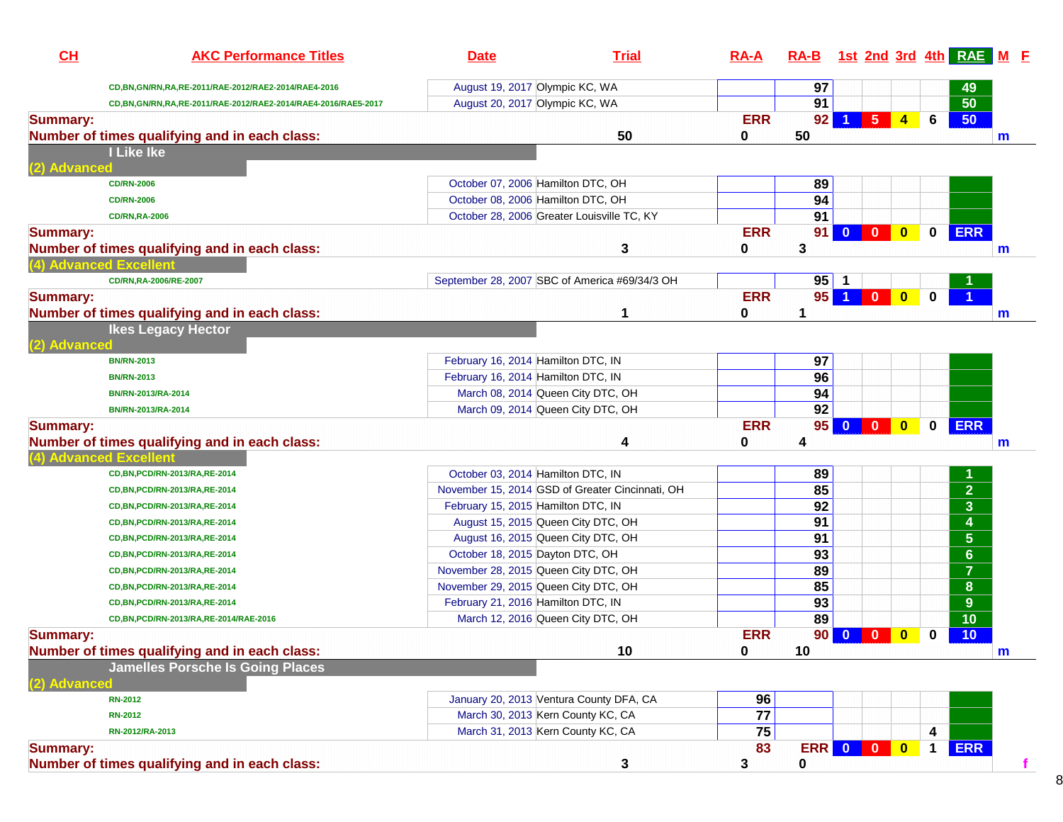| CH | AKC Performance Titles | Date | Trial | RA-A | RA-B | 1st | 2nd | 3rd | 4th | RAE | M | F |
|---|---|---|---|---|---|---|---|---|---|---|---|---|
| | CD,BN,GN/RN,RA,RE-2011/RAE-2012/RAE2-2014/RAE4-2016 | August 19, 2017 | Olympic KC, WA | | 97 | | | | | 49 | | |
| | CD,BN,GN/RN,RA,RE-2011/RAE-2012/RAE2-2014/RAE4-2016/RAE5-2017 | August 20, 2017 | Olympic KC, WA | | 91 | | | | | 50 | | |
| Summary: | | | | ERR | 92 | 1 | 5 | 4 | 6 | 50 | | |
| Number of times qualifying and in each class: | | | 50 | 0 | 50 | | | | | | m | |
| | **I Like Ike** | | | | | | | | | | | |
| (2) Advanced | | | | | | | | | | | | |
| | CD/RN-2006 | October 07, 2006 | Hamilton DTC, OH | | 89 | | | | | | | |
| | CD/RN-2006 | October 08, 2006 | Hamilton DTC, OH | | 94 | | | | | | | |
| | CD/RN,RA-2006 | October 28, 2006 | Greater Louisville TC, KY | | 91 | | | | | | | |
| Summary: | | | | ERR | 91 | 0 | 0 | 0 | 0 | ERR | | |
| Number of times qualifying and in each class: | | | 3 | 0 | 3 | | | | | | m | |
| (4) Advanced Excellent | | | | | | | | | | | | |
| | CD/RN,RA-2006/RE-2007 | September 28, 2007 | SBC of America #69/34/3 OH | | 95 | 1 | | | | 1 | | |
| Summary: | | | | ERR | 95 | 1 | 0 | 0 | 0 | 1 | | |
| Number of times qualifying and in each class: | | | 1 | 0 | 1 | | | | | | m | |
| | **Ikes Legacy Hector** | | | | | | | | | | | |
| (2) Advanced | | | | | | | | | | | | |
| | BN/RN-2013 | February 16, 2014 | Hamilton DTC, IN | | 97 | | | | | | | |
| | BN/RN-2013 | February 16, 2014 | Hamilton DTC, IN | | 96 | | | | | | | |
| | BN/RN-2013/RA-2014 | March 08, 2014 | Queen City DTC, OH | | 94 | | | | | | | |
| | BN/RN-2013/RA-2014 | March 09, 2014 | Queen City DTC, OH | | 92 | | | | | | | |
| Summary: | | | | ERR | 95 | 0 | 0 | 0 | 0 | ERR | | |
| Number of times qualifying and in each class: | | | 4 | 0 | 4 | | | | | | m | |
| (4) Advanced Excellent | | | | | | | | | | | | |
| | CD,BN,PCD/RN-2013/RA,RE-2014 | October 03, 2014 | Hamilton DTC, IN | | 89 | | | | | 1 | | |
| | CD,BN,PCD/RN-2013/RA,RE-2014 | November 15, 2014 | GSD of Greater Cincinnati, OH | | 85 | | | | | 2 | | |
| | CD,BN,PCD/RN-2013/RA,RE-2014 | February 15, 2015 | Hamilton DTC, IN | | 92 | | | | | 3 | | |
| | CD,BN,PCD/RN-2013/RA,RE-2014 | August 15, 2015 | Queen City DTC, OH | | 91 | | | | | 4 | | |
| | CD,BN,PCD/RN-2013/RA,RE-2014 | August 16, 2015 | Queen City DTC, OH | | 91 | | | | | 5 | | |
| | CD,BN,PCD/RN-2013/RA,RE-2014 | October 18, 2015 | Dayton DTC, OH | | 93 | | | | | 6 | | |
| | CD,BN,PCD/RN-2013/RA,RE-2014 | November 28, 2015 | Queen City DTC, OH | | 89 | | | | | 7 | | |
| | CD,BN,PCD/RN-2013/RA,RE-2014 | November 29, 2015 | Queen City DTC, OH | | 85 | | | | | 8 | | |
| | CD,BN,PCD/RN-2013/RA,RE-2014 | February 21, 2016 | Hamilton DTC, IN | | 93 | | | | | 9 | | |
| | CD,BN,PCD/RN-2013/RA,RE-2014/RAE-2016 | March 12, 2016 | Queen City DTC, OH | | 89 | | | | | 10 | | |
| Summary: | | | | ERR | 90 | 0 | 0 | 0 | 0 | 10 | | |
| Number of times qualifying and in each class: | | | 10 | 0 | 10 | | | | | | m | |
| | **Jamelles Porsche Is Going Places** | | | | | | | | | | | |
| (2) Advanced | | | | | | | | | | | | |
| | RN-2012 | January 20, 2013 | Ventura County DFA, CA | 96 | | | | | | | | |
| | RN-2012 | March 30, 2013 | Kern County KC, CA | 77 | | | | | | | | |
| | RN-2012/RA-2013 | March 31, 2013 | Kern County KC, CA | 75 | | | | | 4 | | | |
| Summary: | | | | 83 | ERR | 0 | 0 | 0 | 1 | ERR | | |
| Number of times qualifying and in each class: | | | 3 | 3 | 0 | | | | | | | f |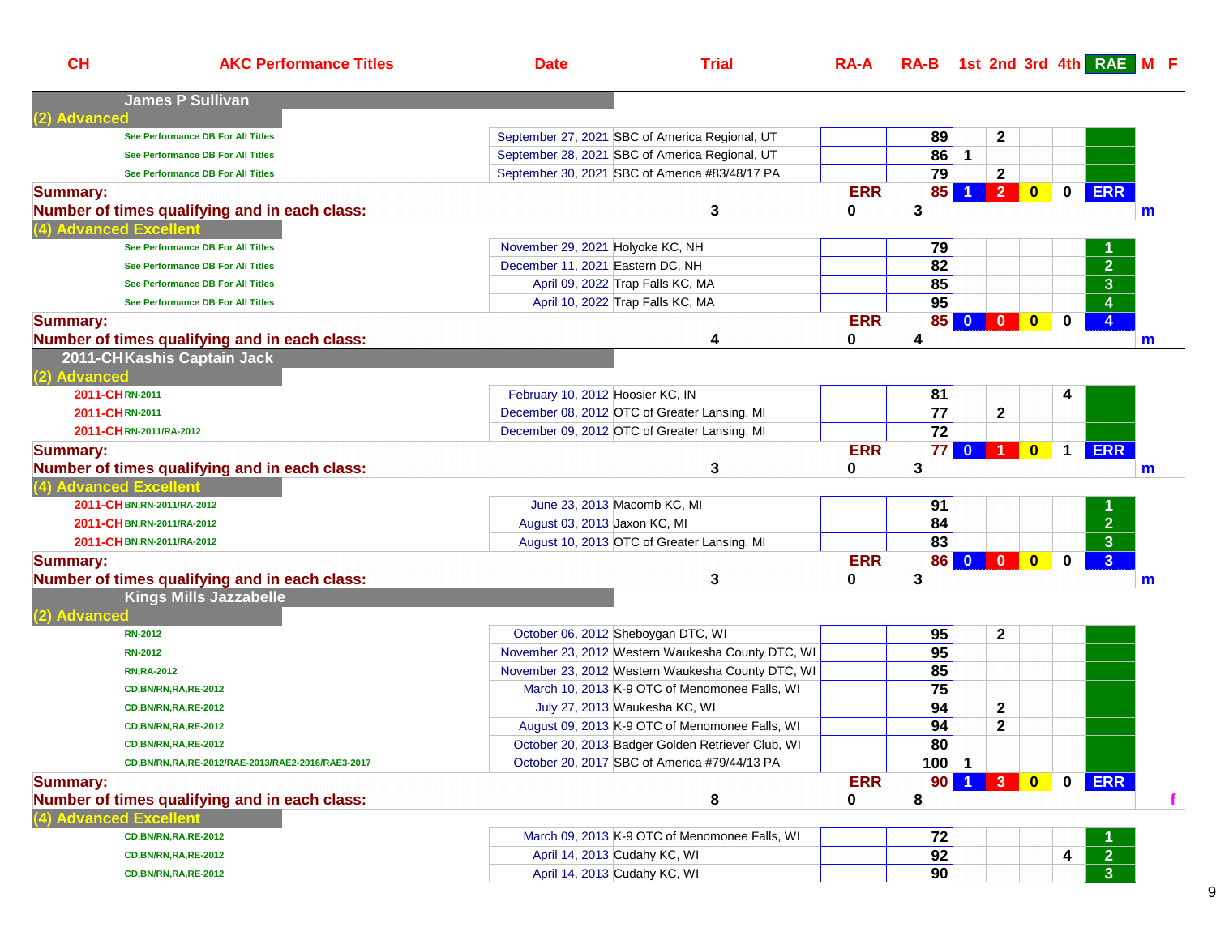| CH | AKC Performance Titles | Date | Trial | RA-A | RA-B | 1st | 2nd | 3rd | 4th | RAE | M | F |
|---|---|---|---|---|---|---|---|---|---|---|---|---|
| **James P Sullivan** | | | | | | | | | | | | |
| **(2) Advanced** | | | | | | | | | | | | |
| | See Performance DB For All Titles | September 27, 2021 | SBC of America Regional, UT | | 89 | | 2 | | | | | |
| | See Performance DB For All Titles | September 28, 2021 | SBC of America Regional, UT | | 86 | 1 | | | | | | |
| | See Performance DB For All Titles | September 30, 2021 | SBC of America #83/48/17 PA | | 79 | | 2 | | | | | |
| **Summary:** | | | | ERR | 85 | 1 | 2 | 0 | 0 | ERR | | |
| **Number of times qualifying and in each class:** | | | 3 | 0 | 3 | | | | | | m | |
| **(4) Advanced Excellent** | | | | | | | | | | | | |
| | See Performance DB For All Titles | November 29, 2021 | Holyoke KC, NH | | 79 | | | | | 1 | | |
| | See Performance DB For All Titles | December 11, 2021 | Eastern DC, NH | | 82 | | | | | 2 | | |
| | See Performance DB For All Titles | April 09, 2022 | Trap Falls KC, MA | | 85 | | | | | 3 | | |
| | See Performance DB For All Titles | April 10, 2022 | Trap Falls KC, MA | | 95 | | | | | 4 | | |
| **Summary:** | | | | ERR | 85 | 0 | 0 | 0 | 0 | 4 | | |
| **Number of times qualifying and in each class:** | | | 4 | 0 | 4 | | | | | | m | |
| **2011-CH Kashis Captain Jack** | | | | | | | | | | | | |
| **(2) Advanced** | | | | | | | | | | | | |
| 2011-CH | RN-2011 | February 10, 2012 | Hoosier KC, IN | | 81 | | | | 4 | | | |
| 2011-CH | RN-2011 | December 08, 2012 | OTC of Greater Lansing, MI | | 77 | | 2 | | | | | |
| 2011-CH | RN-2011/RA-2012 | December 09, 2012 | OTC of Greater Lansing, MI | | 72 | | | | | | | |
| **Summary:** | | | | ERR | 77 | 0 | 1 | 0 | 1 | ERR | | |
| **Number of times qualifying and in each class:** | | | 3 | 0 | 3 | | | | | | m | |
| **(4) Advanced Excellent** | | | | | | | | | | | | |
| 2011-CH | BN,RN-2011/RA-2012 | June 23, 2013 | Macomb KC, MI | | 91 | | | | | 1 | | |
| 2011-CH | BN,RN-2011/RA-2012 | August 03, 2013 | Jaxon KC, MI | | 84 | | | | | 2 | | |
| 2011-CH | BN,RN-2011/RA-2012 | August 10, 2013 | OTC of Greater Lansing, MI | | 83 | | | | | 3 | | |
| **Summary:** | | | | ERR | 86 | 0 | 0 | 0 | 0 | 3 | | |
| **Number of times qualifying and in each class:** | | | 3 | 0 | 3 | | | | | | m | |
| **Kings Mills Jazzabelle** | | | | | | | | | | | | |
| **(2) Advanced** | | | | | | | | | | | | |
| | RN-2012 | October 06, 2012 | Sheboygan DTC, WI | | 95 | | 2 | | | | | |
| | RN-2012 | November 23, 2012 | Western Waukesha County DTC, WI | | 95 | | | | | | | |
| | RN,RA-2012 | November 23, 2012 | Western Waukesha County DTC, WI | | 85 | | | | | | | |
| | CD,BN/RN,RA,RE-2012 | March 10, 2013 | K-9 OTC of Menomonee Falls, WI | | 75 | | | | | | | |
| | CD,BN/RN,RA,RE-2012 | July 27, 2013 | Waukesha KC, WI | | 94 | | 2 | | | | | |
| | CD,BN/RN,RA,RE-2012 | August 09, 2013 | K-9 OTC of Menomonee Falls, WI | | 94 | | 2 | | | | | |
| | CD,BN/RN,RA,RE-2012 | October 20, 2013 | Badger Golden Retriever Club, WI | | 80 | | | | | | | |
| | CD,BN/RN,RA,RE-2012/RAE-2013/RAE2-2016/RAE3-2017 | October 20, 2017 | SBC of America #79/44/13 PA | | 100 | 1 | | | | | | |
| **Summary:** | | | | ERR | 90 | 1 | 3 | 0 | 0 | ERR | | |
| **Number of times qualifying and in each class:** | | | 8 | 0 | 8 | | | | | | | f |
| **(4) Advanced Excellent** | | | | | | | | | | | | |
| | CD,BN/RN,RA,RE-2012 | March 09, 2013 | K-9 OTC of Menomonee Falls, WI | | 72 | | | | | 1 | | |
| | CD,BN/RN,RA,RE-2012 | April 14, 2013 | Cudahy KC, WI | | 92 | | | | 4 | 2 | | |
| | CD,BN/RN,RA,RE-2012 | April 14, 2013 | Cudahy KC, WI | | 90 | | | | | 3 | | |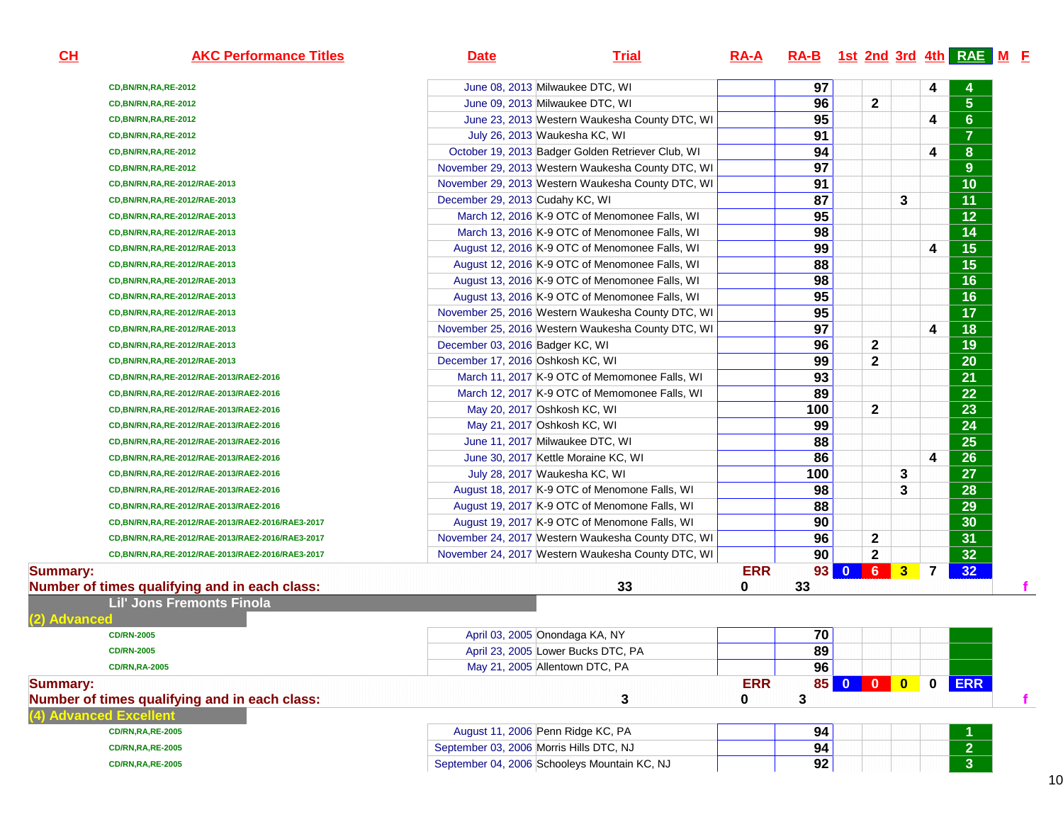| CH | AKC Performance Titles | Date | Trial | RA-A | RA-B | 1st | 2nd | 3rd | 4th | RAE | M | F |
|---|---|---|---|---|---|---|---|---|---|---|---|---|
| | CD,BN/RN,RA,RE-2012 | June 08, 2013 | Milwaukee DTC, WI | | 97 | | | | 4 | 4 | | |
| | CD,BN/RN,RA,RE-2012 | June 09, 2013 | Milwaukee DTC, WI | | 96 | | 2 | | | 5 | | |
| | CD,BN/RN,RA,RE-2012 | June 23, 2013 | Western Waukesha County DTC, WI | | 95 | | | | 4 | 6 | | |
| | CD,BN/RN,RA,RE-2012 | July 26, 2013 | Waukesha KC, WI | | 91 | | | | | 7 | | |
| | CD,BN/RN,RA,RE-2012 | October 19, 2013 | Badger Golden Retriever Club, WI | | 94 | | | | 4 | 8 | | |
| | CD,BN/RN,RA,RE-2012 | November 29, 2013 | Western Waukesha County DTC, WI | | 97 | | | | | 9 | | |
| | CD,BN/RN,RA,RE-2012/RAE-2013 | November 29, 2013 | Western Waukesha County DTC, WI | | 91 | | | | | 10 | | |
| | CD,BN/RN,RA,RE-2012/RAE-2013 | December 29, 2013 | Cudahy KC, WI | | 87 | | | 3 | | 11 | | |
| | CD,BN/RN,RA,RE-2012/RAE-2013 | March 12, 2016 | K-9 OTC of Menomonee Falls, WI | | 95 | | | | | 12 | | |
| | CD,BN/RN,RA,RE-2012/RAE-2013 | March 13, 2016 | K-9 OTC of Menomonee Falls, WI | | 98 | | | | | 14 | | |
| | CD,BN/RN,RA,RE-2012/RAE-2013 | August 12, 2016 | K-9 OTC of Menomonee Falls, WI | | 99 | | | | 4 | 15 | | |
| | CD,BN/RN,RA,RE-2012/RAE-2013 | August 12, 2016 | K-9 OTC of Menomonee Falls, WI | | 88 | | | | | 15 | | |
| | CD,BN/RN,RA,RE-2012/RAE-2013 | August 13, 2016 | K-9 OTC of Menomonee Falls, WI | | 98 | | | | | 16 | | |
| | CD,BN/RN,RA,RE-2012/RAE-2013 | August 13, 2016 | K-9 OTC of Menomonee Falls, WI | | 95 | | | | | 16 | | |
| | CD,BN/RN,RA,RE-2012/RAE-2013 | November 25, 2016 | Western Waukesha County DTC, WI | | 95 | | | | | 17 | | |
| | CD,BN/RN,RA,RE-2012/RAE-2013 | November 25, 2016 | Western Waukesha County DTC, WI | | 97 | | | | 4 | 18 | | |
| | CD,BN/RN,RA,RE-2012/RAE-2013 | December 03, 2016 | Badger KC, WI | | 96 | | 2 | | | 19 | | |
| | CD,BN/RN,RA,RE-2012/RAE-2013 | December 17, 2016 | Oshkosh KC, WI | | 99 | | 2 | | | 20 | | |
| | CD,BN/RN,RA,RE-2012/RAE-2013/RAE2-2016 | March 11, 2017 | K-9 OTC of Memomonee Falls, WI | | 93 | | | | | 21 | | |
| | CD,BN/RN,RA,RE-2012/RAE-2013/RAE2-2016 | March 12, 2017 | K-9 OTC of Memomonee Falls, WI | | 89 | | | | | 22 | | |
| | CD,BN/RN,RA,RE-2012/RAE-2013/RAE2-2016 | May 20, 2017 | Oshkosh KC, WI | | 100 | | 2 | | | 23 | | |
| | CD,BN/RN,RA,RE-2012/RAE-2013/RAE2-2016 | May 21, 2017 | Oshkosh KC, WI | | 99 | | | | | 24 | | |
| | CD,BN/RN,RA,RE-2012/RAE-2013/RAE2-2016 | June 11, 2017 | Milwaukee DTC, WI | | 88 | | | | | 25 | | |
| | CD,BN/RN,RA,RE-2012/RAE-2013/RAE2-2016 | June 30, 2017 | Kettle Moraine KC, WI | | 86 | | | | 4 | 26 | | |
| | CD,BN/RN,RA,RE-2012/RAE-2013/RAE2-2016 | July 28, 2017 | Waukesha KC, WI | | 100 | | | 3 | | 27 | | |
| | CD,BN/RN,RA,RE-2012/RAE-2013/RAE2-2016 | August 18, 2017 | K-9 OTC of Menomone Falls, WI | | 98 | | | 3 | | 28 | | |
| | CD,BN/RN,RA,RE-2012/RAE-2013/RAE2-2016 | August 19, 2017 | K-9 OTC of Menomone Falls, WI | | 88 | | | | | 29 | | |
| | CD,BN/RN,RA,RE-2012/RAE-2013/RAE2-2016/RAE3-2017 | August 19, 2017 | K-9 OTC of Menomone Falls, WI | | 90 | | | | | 30 | | |
| | CD,BN/RN,RA,RE-2012/RAE-2013/RAE2-2016/RAE3-2017 | November 24, 2017 | Western Waukesha County DTC, WI | | 96 | | 2 | | | 31 | | |
| | CD,BN/RN,RA,RE-2012/RAE-2013/RAE2-2016/RAE3-2017 | November 24, 2017 | Western Waukesha County DTC, WI | | 90 | | 2 | | | 32 | | |
| **Summary:** | | | | ERR | 93 | 0 | 6 | 3 | 7 | 32 | | |
| **Number of times qualifying and in each class:** | | | 33 | 0 | 33 | | | | | | | f |

**Lil' Jons Fremonts Finola**

**(2) Advanced**

| CH | AKC Performance Titles | Date | Trial | RA-A | RA-B | 1st | 2nd | 3rd | 4th | RAE | M | F |
|---|---|---|---|---|---|---|---|---|---|---|---|---|
| | CD/RN-2005 | April 03, 2005 | Onondaga KA, NY | | 70 | | | | | | | |
| | CD/RN-2005 | April 23, 2005 | Lower Bucks DTC, PA | | 89 | | | | | | | |
| | CD/RN,RA-2005 | May 21, 2005 | Allentown DTC, PA | | 96 | | | | | | | |
| **Summary:** | | | | ERR | 85 | 0 | 0 | 0 | 0 | ERR | | |
| **Number of times qualifying and in each class:** | | | 3 | 0 | 3 | | | | | | | f |

**(4) Advanced Excellent**

| CH | AKC Performance Titles | Date | Trial | RA-A | RA-B | 1st | 2nd | 3rd | 4th | RAE | M | F |
|---|---|---|---|---|---|---|---|---|---|---|---|---|
| | CD/RN,RA,RE-2005 | August 11, 2006 | Penn Ridge KC, PA | | 94 | | | | | 1 | | |
| | CD/RN,RA,RE-2005 | September 03, 2006 | Morris Hills DTC, NJ | | 94 | | | | | 2 | | |
| | CD/RN,RA,RE-2005 | September 04, 2006 | Schooleys Mountain KC, NJ | | 92 | | | | | 3 | | |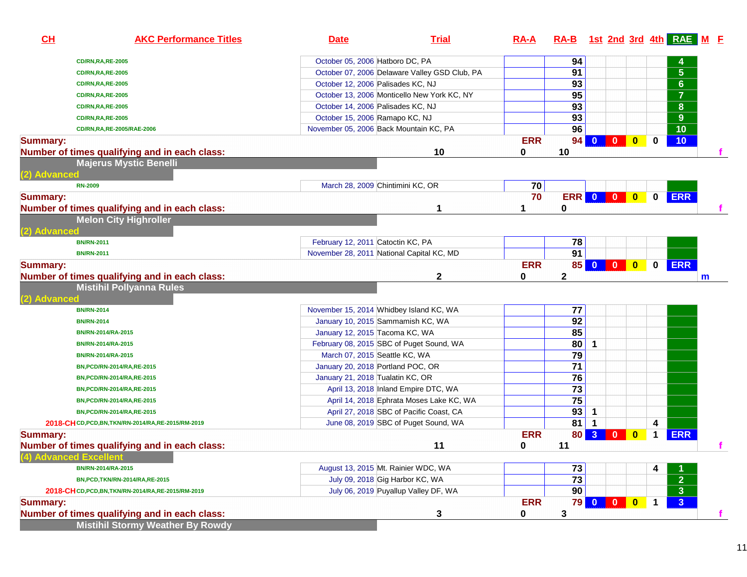| CH | AKC Performance Titles | Date | Trial | RA-A | RA-B | 1st | 2nd | 3rd | 4th | RAE | M | F |
|---|---|---|---|---|---|---|---|---|---|---|---|---|
| | CD/RN,RA,RE-2005 | October 05, 2006 | Hatboro DC, PA | | 94 | | | | | 4 | | |
| | CD/RN,RA,RE-2005 | October 07, 2006 | Delaware Valley GSD Club, PA | | 91 | | | | | 5 | | |
| | CD/RN,RA,RE-2005 | October 12, 2006 | Palisades KC, NJ | | 93 | | | | | 6 | | |
| | CD/RN,RA,RE-2005 | October 13, 2006 | Monticello New York KC, NY | | 95 | | | | | 7 | | |
| | CD/RN,RA,RE-2005 | October 14, 2006 | Palisades KC, NJ | | 93 | | | | | 8 | | |
| | CD/RN,RA,RE-2005 | October 15, 2006 | Ramapo KC, NJ | | 93 | | | | | 9 | | |
| | CD/RN,RA,RE-2005/RAE-2006 | November 05, 2006 | Back Mountain KC, PA | | 96 | | | | | 10 | | |
| Summary: | | | | ERR | 94 | 0 | 0 | 0 | 0 | 10 | | |
| Number of times qualifying and in each class: | | | 10 | 0 | 10 | | | | | | | f |
| **Majerus Mystic Benelli** | | | | | | | | | | | | |
| (2) Advanced | | | | | | | | | | | | |
| | RN-2009 | March 28, 2009 | Chintimini KC, OR | 70 | | | | | | | | |
| Summary: | | | | 70 | ERR | 0 | 0 | 0 | 0 | ERR | | |
| Number of times qualifying and in each class: | | | 1 | 1 | 0 | | | | | | | f |
| **Melon City Highroller** | | | | | | | | | | | | |
| (2) Advanced | | | | | | | | | | | | |
| | BN/RN-2011 | February 12, 2011 | Catoctin KC, PA | | 78 | | | | | | | |
| | BN/RN-2011 | November 28, 2011 | National Capital KC, MD | | 91 | | | | | | | |
| Summary: | | | | ERR | 85 | 0 | 0 | 0 | 0 | ERR | | |
| Number of times qualifying and in each class: | | | 2 | 0 | 2 | | | | | | m | |
| **Mistihil Pollyanna Rules** | | | | | | | | | | | | |
| (2) Advanced | | | | | | | | | | | | |
| | BN/RN-2014 | November 15, 2014 | Whidbey Island KC, WA | | 77 | | | | | | | |
| | BN/RN-2014 | January 10, 2015 | Sammamish KC, WA | | 92 | | | | | | | |
| | BN/RN-2014/RA-2015 | January 12, 2015 | Tacoma KC, WA | | 85 | | | | | | | |
| | BN/RN-2014/RA-2015 | February 08, 2015 | SBC of Puget Sound, WA | | 80 | 1 | | | | | | |
| | BN/RN-2014/RA-2015 | March 07, 2015 | Seattle KC, WA | | 79 | | | | | | | |
| | BN,PCD/RN-2014/RA,RE-2015 | January 20, 2018 | Portland POC, OR | | 71 | | | | | | | |
| | BN,PCD/RN-2014/RA,RE-2015 | January 21, 2018 | Tualatin KC, OR | | 76 | | | | | | | |
| | BN,PCD/RN-2014/RA,RE-2015 | April 13, 2018 | Inland Empire DTC, WA | | 73 | | | | | | | |
| | BN,PCD/RN-2014/RA,RE-2015 | April 14, 2018 | Ephrata Moses Lake KC, WA | | 75 | | | | | | | |
| | BN,PCD/RN-2014/RA,RE-2015 | April 27, 2018 | SBC of Pacific Coast, CA | | 93 | 1 | | | | | | |
| 2018-CH | CD,PCD,BN,TKN/RN-2014/RA,RE-2015/RM-2019 | June 08, 2019 | SBC of Puget Sound, WA | | 81 | 1 | | | 4 | | | |
| Summary: | | | | ERR | 80 | 3 | 0 | 0 | 1 | ERR | | |
| Number of times qualifying and in each class: | | | 11 | 0 | 11 | | | | | | | f |
| (4) Advanced Excellent | | | | | | | | | | | | |
| | BN/RN-2014/RA-2015 | August 13, 2015 | Mt. Rainier WDC, WA | | 73 | | | | 4 | 1 | | |
| | BN,PCD,TKN/RN-2014/RA,RE-2015 | July 09, 2018 | Gig Harbor KC, WA | | 73 | | | | | 2 | | |
| 2018-CH | CD,PCD,BN,TKN/RN-2014/RA,RE-2015/RM-2019 | July 06, 2019 | Puyallup Valley DF, WA | | 90 | | | | | 3 | | |
| Summary: | | | | ERR | 79 | 0 | 0 | 0 | 1 | 3 | | |
| Number of times qualifying and in each class: | | | 3 | 0 | 3 | | | | | | | f |
| **Mistihil Stormy Weather By Rowdy** | | | | | | | | | | | | |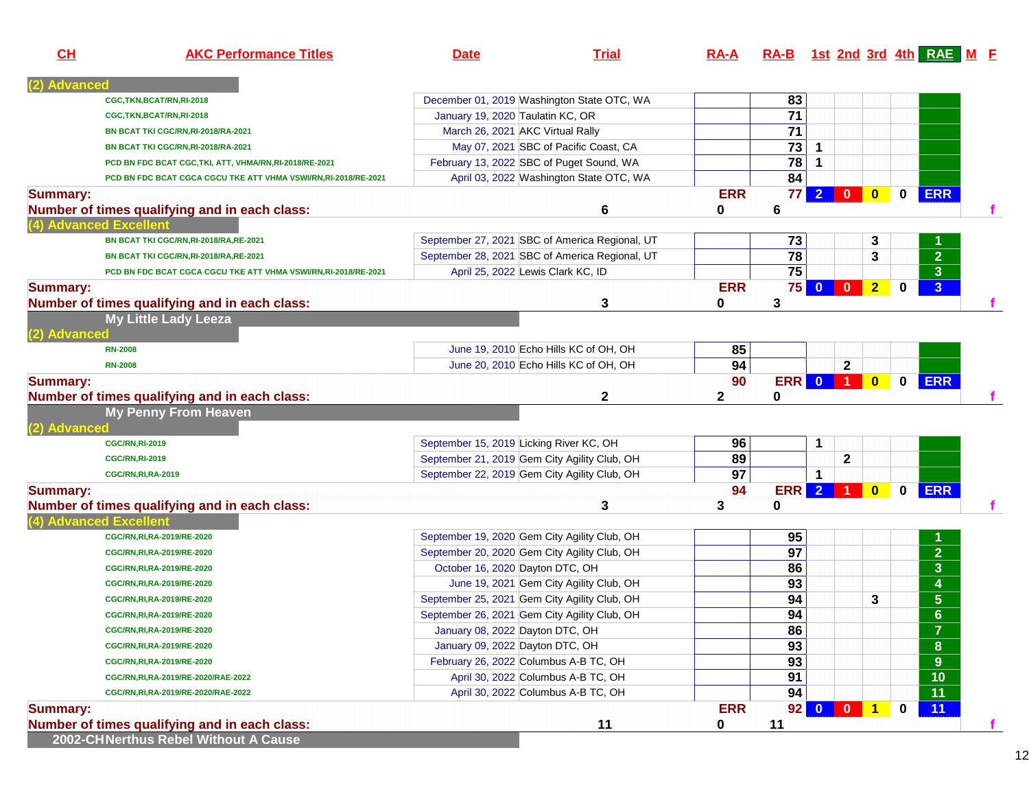| CH | AKC Performance Titles | Date | Trial | RA-A | RA-B | 1st | 2nd | 3rd | 4th | RAE | M | F |
|---|---|---|---|---|---|---|---|---|---|---|---|---|
| (2) Advanced | | | | | | | | | | | | |
| | CGC,TKN,BCAT/RN,RI-2018 | December 01, 2019 | Washington State OTC, WA | | 83 | | | | | | | |
| | CGC,TKN,BCAT/RN,RI-2018 | January 19, 2020 | Taulatin KC, OR | | 71 | | | | | | | |
| | BN BCAT TKI CGC/RN,RI-2018/RA-2021 | March 26, 2021 | AKC Virtual Rally | | 71 | | | | | | | |
| | BN BCAT TKI CGC/RN,RI-2018/RA-2021 | May 07, 2021 | SBC of Pacific Coast, CA | | 73 | 1 | | | | | | |
| | PCD BN FDC BCAT CGC,TKI, ATT, VHMA/RN,RI-2018/RE-2021 | February 13, 2022 | SBC of Puget Sound, WA | | 78 | 1 | | | | | | |
| | PCD BN FDC BCAT CGCA CGCU TKE ATT VHMA VSWI/RN,RI-2018/RE-2021 | April 03, 2022 | Washington State OTC, WA | | 84 | | | | | | | |
| Summary: | | | | ERR | 77 | 2 | 0 | 0 | 0 | ERR | | |
| Number of times qualifying and in each class: | | | 6 | 0 | 6 | | | | | | | f |
| (4) Advanced Excellent | | | | | | | | | | | | |
| | BN BCAT TKI CGC/RN,RI-2018/RA,RE-2021 | September 27, 2021 | SBC of America Regional, UT | | 73 | | | 3 | | 1 | | |
| | BN BCAT TKI CGC/RN,RI-2018/RA,RE-2021 | September 28, 2021 | SBC of America Regional, UT | | 78 | | | 3 | | 2 | | |
| | PCD BN FDC BCAT CGCA CGCU TKE ATT VHMA VSWI/RN,RI-2018/RE-2021 | April 25, 2022 | Lewis Clark KC, ID | | 75 | | | | | 3 | | |
| Summary: | | | | ERR | 75 | 0 | 0 | 2 | 0 | 3 | | |
| Number of times qualifying and in each class: | | | 3 | 0 | 3 | | | | | | | f |
| | My Little Lady Leeza | | | | | | | | | | | |
| (2) Advanced | | | | | | | | | | | | |
| | RN-2008 | June 19, 2010 | Echo Hills KC of OH, OH | 85 | | | | | | | | |
| | RN-2008 | June 20, 2010 | Echo Hills KC of OH, OH | 94 | | | 2 | | | | | |
| Summary: | | | | 90 | ERR | 0 | 1 | 0 | 0 | ERR | | |
| Number of times qualifying and in each class: | | | 2 | 2 | 0 | | | | | | | f |
| | My Penny From Heaven | | | | | | | | | | | |
| (2) Advanced | | | | | | | | | | | | |
| | CGC/RN,RI-2019 | September 15, 2019 | Licking River KC, OH | 96 | | 1 | | | | | | |
| | CGC/RN,RI-2019 | September 21, 2019 | Gem City Agility Club, OH | 89 | | | 2 | | | | | |
| | CGC/RN,RI,RA-2019 | September 22, 2019 | Gem City Agility Club, OH | 97 | | 1 | | | | | | |
| Summary: | | | | 94 | ERR | 2 | 1 | 0 | 0 | ERR | | |
| Number of times qualifying and in each class: | | | 3 | 3 | 0 | | | | | | | f |
| (4) Advanced Excellent | | | | | | | | | | | | |
| | CGC/RN,RI,RA-2019/RE-2020 | September 19, 2020 | Gem City Agility Club, OH | | 95 | | | | | 1 | | |
| | CGC/RN,RI,RA-2019/RE-2020 | September 20, 2020 | Gem City Agility Club, OH | | 97 | | | | | 2 | | |
| | CGC/RN,RI,RA-2019/RE-2020 | October 16, 2020 | Dayton DTC, OH | | 86 | | | | | 3 | | |
| | CGC/RN,RI,RA-2019/RE-2020 | June 19, 2021 | Gem City Agility Club, OH | | 93 | | | | | 4 | | |
| | CGC/RN,RI,RA-2019/RE-2020 | September 25, 2021 | Gem City Agility Club, OH | | 94 | | | 3 | | 5 | | |
| | CGC/RN,RI,RA-2019/RE-2020 | September 26, 2021 | Gem City Agility Club, OH | | 94 | | | | | 6 | | |
| | CGC/RN,RI,RA-2019/RE-2020 | January 08, 2022 | Dayton DTC, OH | | 86 | | | | | 7 | | |
| | CGC/RN,RI,RA-2019/RE-2020 | January 09, 2022 | Dayton DTC, OH | | 93 | | | | | 8 | | |
| | CGC/RN,RI,RA-2019/RE-2020 | February 26, 2022 | Columbus A-B TC, OH | | 93 | | | | | 9 | | |
| | CGC/RN,RI,RA-2019/RE-2020/RAE-2022 | April 30, 2022 | Columbus A-B TC, OH | | 91 | | | | | 10 | | |
| | CGC/RN,RI,RA-2019/RE-2020/RAE-2022 | April 30, 2022 | Columbus A-B TC, OH | | 94 | | | | | 11 | | |
| Summary: | | | | ERR | 92 | 0 | 0 | 1 | 0 | 11 | | |
| Number of times qualifying and in each class: | | | 11 | 0 | 11 | | | | | | | f |
| 2002-CH | Nerthus Rebel Without A Cause | | | | | | | | | | | |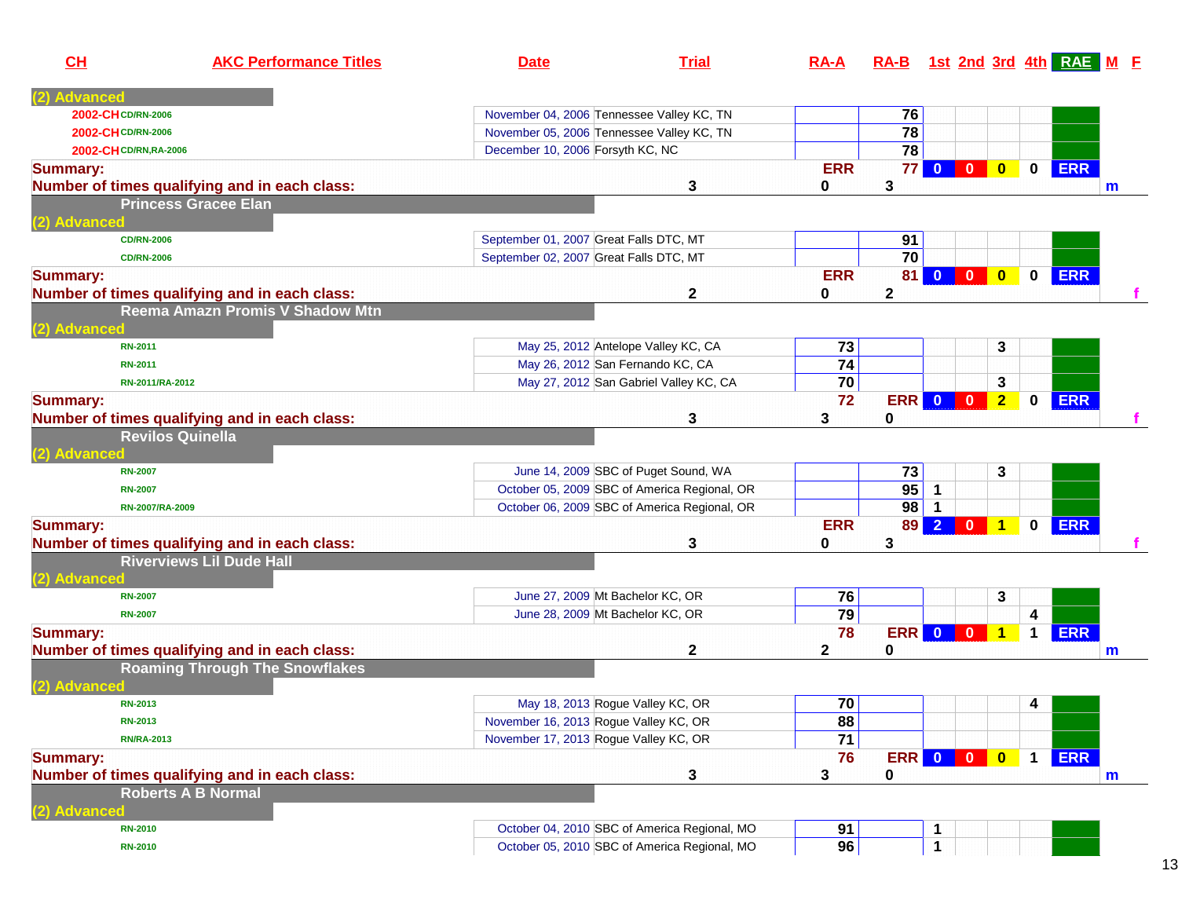| CH | AKC Performance Titles | Date | Trial | RA-A | RA-B | 1st | 2nd | 3rd | 4th | RAE | M | F |
|---|---|---|---|---|---|---|---|---|---|---|---|---|
| (2) Advanced | | | | | | | | | | | | |
| 2002-CH | CD/RN-2006 | November 04, 2006 | Tennessee Valley KC, TN | | 76 | | | | | | | |
| 2002-CH | CD/RN-2006 | November 05, 2006 | Tennessee Valley KC, TN | | 78 | | | | | | | |
| 2002-CH | CD/RN,RA-2006 | December 10, 2006 | Forsyth KC, NC | | 78 | | | | | | | |
| Summary: | | | | ERR | 77 | 0 | 0 | 0 | 0 | ERR | | |
| Number of times qualifying and in each class: | | | 3 | 0 | 3 | | | | | | m | |
| Princess Gracee Elan | | | | | | | | | | | | |
| (2) Advanced | | | | | | | | | | | | |
| | CD/RN-2006 | September 01, 2007 | Great Falls DTC, MT | | 91 | | | | | | | |
| | CD/RN-2006 | September 02, 2007 | Great Falls DTC, MT | | 70 | | | | | | | |
| Summary: | | | | ERR | 81 | 0 | 0 | 0 | 0 | ERR | | |
| Number of times qualifying and in each class: | | | 2 | 0 | 2 | | | | | | | f |
| Reema Amazn Promis V Shadow Mtn | | | | | | | | | | | | |
| (2) Advanced | | | | | | | | | | | | |
| | RN-2011 | May 25, 2012 | Antelope Valley KC, CA | 73 | | | | 3 | | | | |
| | RN-2011 | May 26, 2012 | San Fernando KC, CA | 74 | | | | | | | | |
| | RN-2011/RA-2012 | May 27, 2012 | San Gabriel Valley KC, CA | 70 | | | | 3 | | | | |
| Summary: | | | | 72 | ERR | 0 | 0 | 2 | 0 | ERR | | |
| Number of times qualifying and in each class: | | | 3 | 3 | 0 | | | | | | | f |
| Revilos Quinella | | | | | | | | | | | | |
| (2) Advanced | | | | | | | | | | | | |
| | RN-2007 | June 14, 2009 | SBC of Puget Sound, WA | | 73 | | | 3 | | | | |
| | RN-2007 | October 05, 2009 | SBC of America Regional, OR | | 95 | 1 | | | | | | |
| | RN-2007/RA-2009 | October 06, 2009 | SBC of America Regional, OR | | 98 | 1 | | | | | | |
| Summary: | | | | ERR | 89 | 2 | 0 | 1 | 0 | ERR | | |
| Number of times qualifying and in each class: | | | 3 | 0 | 3 | | | | | | | f |
| Riverviews Lil Dude Hall | | | | | | | | | | | | |
| (2) Advanced | | | | | | | | | | | | |
| | RN-2007 | June 27, 2009 | Mt Bachelor KC, OR | 76 | | | | 3 | | | | |
| | RN-2007 | June 28, 2009 | Mt Bachelor KC, OR | 79 | | | | | 4 | | | |
| Summary: | | | | 78 | ERR | 0 | 0 | 1 | 1 | ERR | | |
| Number of times qualifying and in each class: | | | 2 | 2 | 0 | | | | | | m | |
| Roaming Through The Snowflakes | | | | | | | | | | | | |
| (2) Advanced | | | | | | | | | | | | |
| | RN-2013 | May 18, 2013 | Rogue Valley KC, OR | 70 | | | | | 4 | | | |
| | RN-2013 | November 16, 2013 | Rogue Valley KC, OR | 88 | | | | | | | | |
| | RN/RA-2013 | November 17, 2013 | Rogue Valley KC, OR | 71 | | | | | | | | |
| Summary: | | | | 76 | ERR | 0 | 0 | 0 | 1 | ERR | | |
| Number of times qualifying and in each class: | | | 3 | 3 | 0 | | | | | | m | |
| Roberts A B Normal | | | | | | | | | | | | |
| (2) Advanced | | | | | | | | | | | | |
| | RN-2010 | October 04, 2010 | SBC of America Regional, MO | 91 | | 1 | | | | | | |
| | RN-2010 | October 05, 2010 | SBC of America Regional, MO | 96 | | 1 | | | | | | |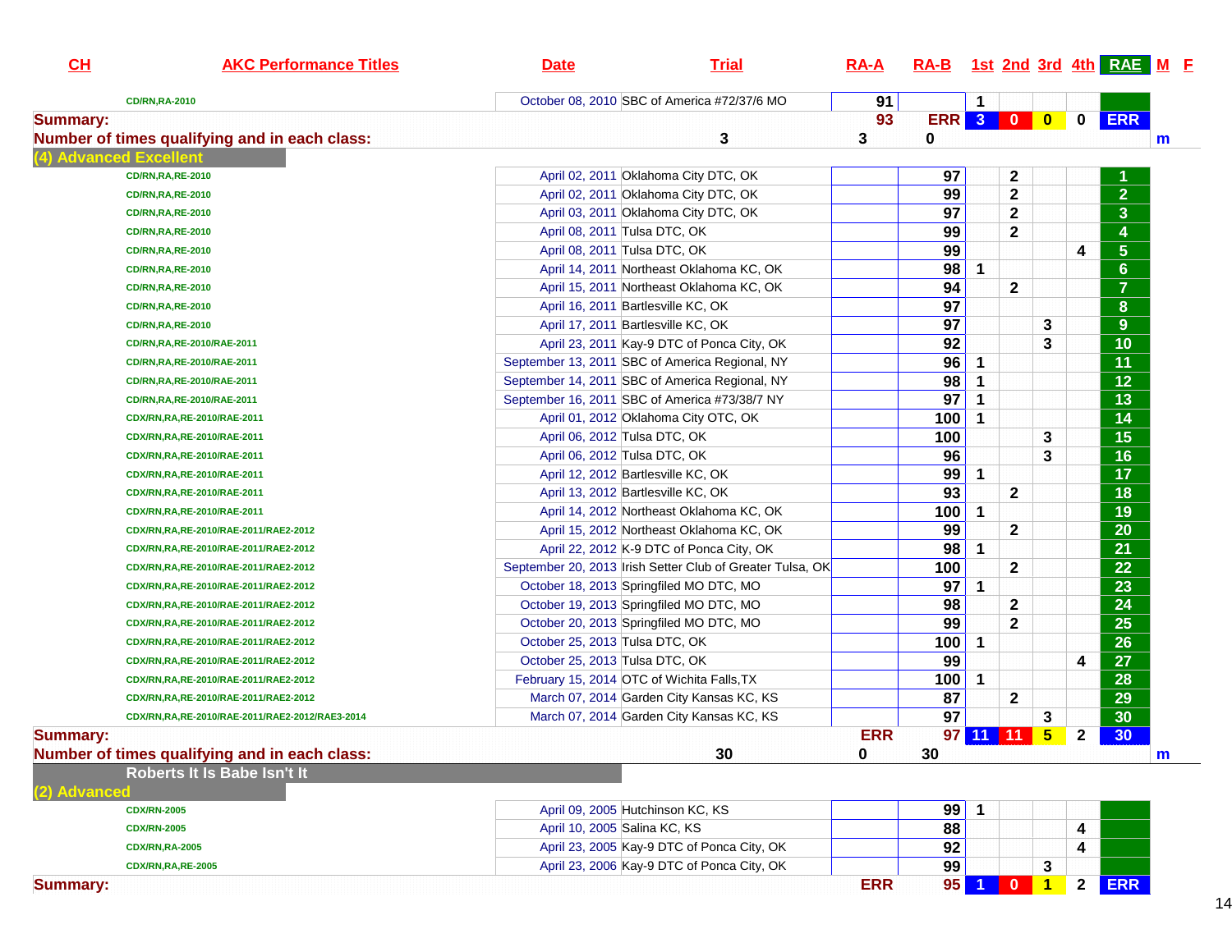| CH | AKC Performance Titles | Date | Trial | RA-A | RA-B | 1st | 2nd | 3rd | 4th | RAE | M | F |
|---|---|---|---|---|---|---|---|---|---|---|---|---|
| | CD/RN,RA-2010 | October 08, 2010 | SBC of America #72/37/6 MO | 91 | | 1 | | | | | | |
| Summary: | | | | 93 | ERR | 3 | 0 | 0 | 0 | ERR | | |
| Number of times qualifying and in each class: | | | 3 | 3 | 0 | | | | | | m | |
| (4) Advanced Excellent | | | | | | | | | | | | |
| | CD/RN,RA,RE-2010 | April 02, 2011 | Oklahoma City DTC, OK | | 97 | | 2 | | | 1 | | |
| | CD/RN,RA,RE-2010 | April 02, 2011 | Oklahoma City DTC, OK | | 99 | | 2 | | | 2 | | |
| | CD/RN,RA,RE-2010 | April 03, 2011 | Oklahoma City DTC, OK | | 97 | | 2 | | | 3 | | |
| | CD/RN,RA,RE-2010 | April 08, 2011 | Tulsa DTC, OK | | 99 | | 2 | | | 4 | | |
| | CD/RN,RA,RE-2010 | April 08, 2011 | Tulsa DTC, OK | | 99 | | | | 4 | 5 | | |
| | CD/RN,RA,RE-2010 | April 14, 2011 | Northeast Oklahoma KC, OK | | 98 | 1 | | | | 6 | | |
| | CD/RN,RA,RE-2010 | April 15, 2011 | Northeast Oklahoma KC, OK | | 94 | | 2 | | | 7 | | |
| | CD/RN,RA,RE-2010 | April 16, 2011 | Bartlesville KC, OK | | 97 | | | | | 8 | | |
| | CD/RN,RA,RE-2010 | April 17, 2011 | Bartlesville KC, OK | | 97 | | | 3 | | 9 | | |
| | CD/RN,RA,RE-2010/RAE-2011 | April 23, 2011 | Kay-9 DTC of Ponca City, OK | | 92 | | | 3 | | 10 | | |
| | CD/RN,RA,RE-2010/RAE-2011 | September 13, 2011 | SBC of America Regional, NY | | 96 | 1 | | | | 11 | | |
| | CD/RN,RA,RE-2010/RAE-2011 | September 14, 2011 | SBC of America Regional, NY | | 98 | 1 | | | | 12 | | |
| | CD/RN,RA,RE-2010/RAE-2011 | September 16, 2011 | SBC of America #73/38/7 NY | | 97 | 1 | | | | 13 | | |
| | CDX/RN,RA,RE-2010/RAE-2011 | April 01, 2012 | Oklahoma City OTC, OK | | 100 | 1 | | | | 14 | | |
| | CDX/RN,RA,RE-2010/RAE-2011 | April 06, 2012 | Tulsa DTC, OK | | 100 | | | 3 | | 15 | | |
| | CDX/RN,RA,RE-2010/RAE-2011 | April 06, 2012 | Tulsa DTC, OK | | 96 | | | 3 | | 16 | | |
| | CDX/RN,RA,RE-2010/RAE-2011 | April 12, 2012 | Bartlesville KC, OK | | 99 | 1 | | | | 17 | | |
| | CDX/RN,RA,RE-2010/RAE-2011 | April 13, 2012 | Bartlesville KC, OK | | 93 | | 2 | | | 18 | | |
| | CDX/RN,RA,RE-2010/RAE-2011 | April 14, 2012 | Northeast Oklahoma KC, OK | | 100 | 1 | | | | 19 | | |
| | CDX/RN,RA,RE-2010/RAE-2011/RAE2-2012 | April 15, 2012 | Northeast Oklahoma KC, OK | | 99 | | 2 | | | 20 | | |
| | CDX/RN,RA,RE-2010/RAE-2011/RAE2-2012 | April 22, 2012 | K-9 DTC of Ponca City, OK | | 98 | 1 | | | | 21 | | |
| | CDX/RN,RA,RE-2010/RAE-2011/RAE2-2012 | September 20, 2013 | Irish Setter Club of Greater Tulsa, OK | | 100 | | 2 | | | 22 | | |
| | CDX/RN,RA,RE-2010/RAE-2011/RAE2-2012 | October 18, 2013 | Springfiled MO DTC, MO | | 97 | 1 | | | | 23 | | |
| | CDX/RN,RA,RE-2010/RAE-2011/RAE2-2012 | October 19, 2013 | Springfiled MO DTC, MO | | 98 | | 2 | | | 24 | | |
| | CDX/RN,RA,RE-2010/RAE-2011/RAE2-2012 | October 20, 2013 | Springfiled MO DTC, MO | | 99 | | 2 | | | 25 | | |
| | CDX/RN,RA,RE-2010/RAE-2011/RAE2-2012 | October 25, 2013 | Tulsa DTC, OK | | 100 | 1 | | | | 26 | | |
| | CDX/RN,RA,RE-2010/RAE-2011/RAE2-2012 | October 25, 2013 | Tulsa DTC, OK | | 99 | | | | 4 | 27 | | |
| | CDX/RN,RA,RE-2010/RAE-2011/RAE2-2012 | February 15, 2014 | OTC of Wichita Falls,TX | | 100 | 1 | | | | 28 | | |
| | CDX/RN,RA,RE-2010/RAE-2011/RAE2-2012 | March 07, 2014 | Garden City Kansas KC, KS | | 87 | | 2 | | | 29 | | |
| | CDX/RN,RA,RE-2010/RAE-2011/RAE2-2012/RAE3-2014 | March 07, 2014 | Garden City Kansas KC, KS | | 97 | | | 3 | | 30 | | |
| Summary: | | | | ERR | 97 | 11 | 11 | 5 | 2 | 30 | | |
| Number of times qualifying and in each class: | | | 30 | 0 | 30 | | | | | | m | |
| Roberts It Is Babe Isn't It | | | | | | | | | | | | |
| (2) Advanced | | | | | | | | | | | | |
| | CDX/RN-2005 | April 09, 2005 | Hutchinson KC, KS | | 99 | 1 | | | | | | |
| | CDX/RN-2005 | April 10, 2005 | Salina KC, KS | | 88 | | | | 4 | | | |
| | CDX/RN,RA-2005 | April 23, 2005 | Kay-9 DTC of Ponca City, OK | | 92 | | | | 4 | | | |
| | CDX/RN,RA,RE-2005 | April 23, 2006 | Kay-9 DTC of Ponca City, OK | | 99 | | | 3 | | | | |
| Summary: | | | | ERR | 95 | 1 | 0 | 1 | 2 | ERR | | |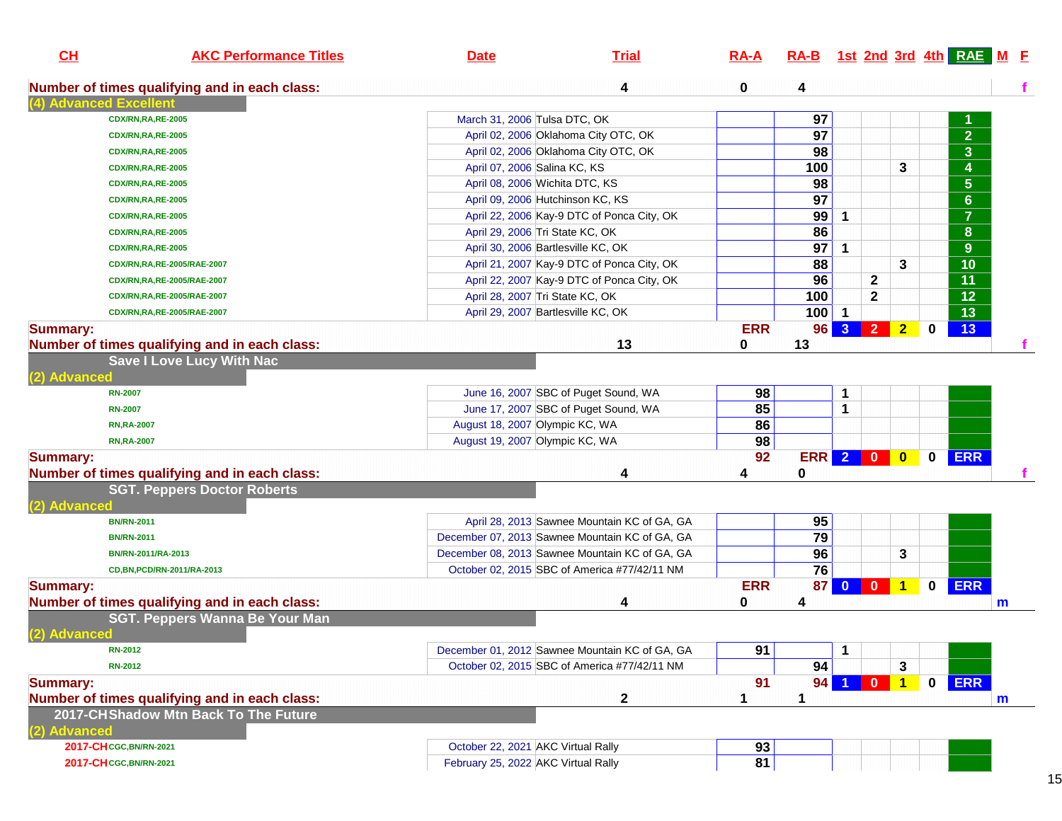| CH | AKC Performance Titles | Date | Trial | RA-A | RA-B | 1st | 2nd | 3rd | 4th | RAE | M | F |
|---|---|---|---|---|---|---|---|---|---|---|---|---|
| Number of times qualifying and in each class: | | | 4 | 0 | 4 | | | | | | | f |
| (4) Advanced Excellent | | | | | | | | | | | | |
| | CDX/RN,RA,RE-2005 | March 31, 2006 | Tulsa DTC, OK | | 97 | | | | | 1 | | |
| | CDX/RN,RA,RE-2005 | April 02, 2006 | Oklahoma City OTC, OK | | 97 | | | | | 2 | | |
| | CDX/RN,RA,RE-2005 | April 02, 2006 | Oklahoma City OTC, OK | | 98 | | | | | 3 | | |
| | CDX/RN,RA,RE-2005 | April 07, 2006 | Salina KC, KS | | 100 | | | 3 | | 4 | | |
| | CDX/RN,RA,RE-2005 | April 08, 2006 | Wichita DTC, KS | | 98 | | | | | 5 | | |
| | CDX/RN,RA,RE-2005 | April 09, 2006 | Hutchinson KC, KS | | 97 | | | | | 6 | | |
| | CDX/RN,RA,RE-2005 | April 22, 2006 | Kay-9 DTC of Ponca City, OK | | 99 | 1 | | | | 7 | | |
| | CDX/RN,RA,RE-2005 | April 29, 2006 | Tri State KC, OK | | 86 | | | | | 8 | | |
| | CDX/RN,RA,RE-2005 | April 30, 2006 | Bartlesville KC, OK | | 97 | 1 | | | | 9 | | |
| | CDX/RN,RA,RE-2005/RAE-2007 | April 21, 2007 | Kay-9 DTC of Ponca City, OK | | 88 | | | 3 | | 10 | | |
| | CDX/RN,RA,RE-2005/RAE-2007 | April 22, 2007 | Kay-9 DTC of Ponca City, OK | | 96 | | 2 | | | 11 | | |
| | CDX/RN,RA,RE-2005/RAE-2007 | April 28, 2007 | Tri State KC, OK | | 100 | | 2 | | | 12 | | |
| | CDX/RN,RA,RE-2005/RAE-2007 | April 29, 2007 | Bartlesville KC, OK | | 100 | 1 | | | | 13 | | |
| Summary: | | | | ERR | 96 | 3 | 2 | 2 | 0 | 13 | | |
| Number of times qualifying and in each class: | | | 13 | 0 | 13 | | | | | | | f |
| Save I Love Lucy With Nac | | | | | | | | | | | | |
| (2) Advanced | | | | | | | | | | | | |
| | RN-2007 | June 16, 2007 | SBC of Puget Sound, WA | 98 | | 1 | | | | | | |
| | RN-2007 | June 17, 2007 | SBC of Puget Sound, WA | 85 | | 1 | | | | | | |
| | RN,RA-2007 | August 18, 2007 | Olympic KC, WA | 86 | | | | | | | | |
| | RN,RA-2007 | August 19, 2007 | Olympic KC, WA | 98 | | | | | | | | |
| Summary: | | | | 92 | ERR | 2 | 0 | 0 | 0 | ERR | | |
| Number of times qualifying and in each class: | | | 4 | 4 | 0 | | | | | | | f |
| SGT. Peppers Doctor Roberts | | | | | | | | | | | | |
| (2) Advanced | | | | | | | | | | | | |
| | BN/RN-2011 | April 28, 2013 | Sawnee Mountain KC of GA, GA | | 95 | | | | | | | |
| | BN/RN-2011 | December 07, 2013 | Sawnee Mountain KC of GA, GA | | 79 | | | | | | | |
| | BN/RN-2011/RA-2013 | December 08, 2013 | Sawnee Mountain KC of GA, GA | | 96 | | | 3 | | | | |
| | CD,BN,PCD/RN-2011/RA-2013 | October 02, 2015 | SBC of America #77/42/11 NM | | 76 | | | | | | | |
| Summary: | | | | ERR | 87 | 0 | 0 | 1 | 0 | ERR | | |
| Number of times qualifying and in each class: | | | 4 | 0 | 4 | | | | | | m | |
| SGT. Peppers Wanna Be Your Man | | | | | | | | | | | | |
| (2) Advanced | | | | | | | | | | | | |
| | RN-2012 | December 01, 2012 | Sawnee Mountain KC of GA, GA | 91 | | 1 | | | | | | |
| | RN-2012 | October 02, 2015 | SBC of America #77/42/11 NM | | 94 | | | 3 | | | | |
| Summary: | | | | 91 | 94 | 1 | 0 | 1 | 0 | ERR | | |
| Number of times qualifying and in each class: | | | 2 | 1 | 1 | | | | | | m | |
| 2017-CH Shadow Mtn Back To The Future | | | | | | | | | | | | |
| (2) Advanced | | | | | | | | | | | | |
| 2017-CH | CGC,BN/RN-2021 | October 22, 2021 | AKC Virtual Rally | 93 | | | | | | | | |
| 2017-CH | CGC,BN/RN-2021 | February 25, 2022 | AKC Virtual Rally | 81 | | | | | | | | |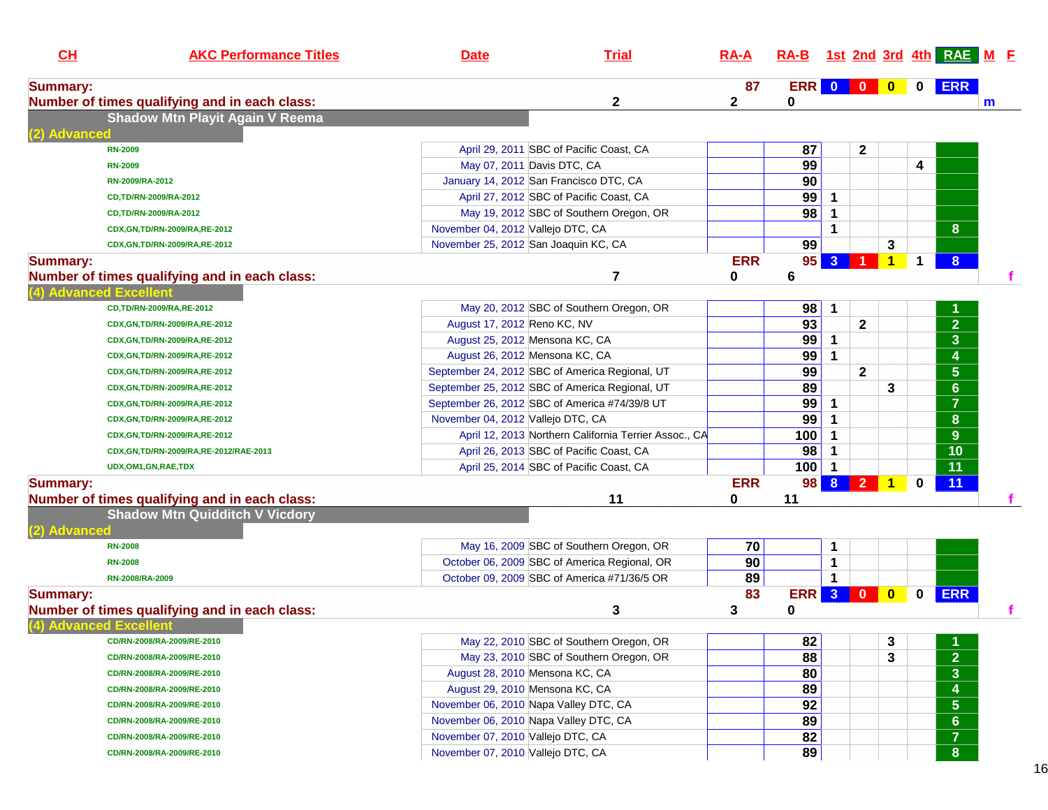| CH | AKC Performance Titles | Date | Trial | RA-A | RA-B | 1st | 2nd | 3rd | 4th | RAE | M | F |
|---|---|---|---|---|---|---|---|---|---|---|---|---|
| **Summary:** | | | | 87 | ERR | 0 | 0 | 0 | 0 | ERR | | |
| **Number of times qualifying and in each class:** | | | 2 | 2 | 0 | | | | | | m | |
| **Shadow Mtn Playit Again V Reema** | | | | | | | | | | | | |
| **(2) Advanced** | | | | | | | | | | | | |
| | RN-2009 | April 29, 2011 | SBC of Pacific Coast, CA | | 87 | | 2 | | | | | |
| | RN-2009 | May 07, 2011 | Davis DTC, CA | | 99 | | | | 4 | | | |
| | RN-2009/RA-2012 | January 14, 2012 | San Francisco DTC, CA | | 90 | | | | | | | |
| | CD,TD/RN-2009/RA-2012 | April 27, 2012 | SBC of Pacific Coast, CA | | 99 | 1 | | | | | | |
| | CD,TD/RN-2009/RA-2012 | May 19, 2012 | SBC of Southern Oregon, OR | | 98 | 1 | | | | | | |
| | CDX,GN,TD/RN-2009/RA,RE-2012 | November 04, 2012 | Vallejo DTC, CA | | | 1 | | | | 8 | | |
| | CDX,GN,TD/RN-2009/RA,RE-2012 | November 25, 2012 | San Joaquin KC, CA | | 99 | | | 3 | | | | |
| **Summary:** | | | | ERR | 95 | 3 | 1 | 1 | 1 | 8 | | |
| **Number of times qualifying and in each class:** | | | 7 | 0 | 6 | | | | | | | f |
| **(4) Advanced Excellent** | | | | | | | | | | | | |
| | CD,TD/RN-2009/RA,RE-2012 | May 20, 2012 | SBC of Southern Oregon, OR | | 98 | 1 | | | | 1 | | |
| | CDX,GN,TD/RN-2009/RA,RE-2012 | August 17, 2012 | Reno KC, NV | | 93 | | 2 | | | 2 | | |
| | CDX,GN,TD/RN-2009/RA,RE-2012 | August 25, 2012 | Mensona KC, CA | | 99 | 1 | | | | 3 | | |
| | CDX,GN,TD/RN-2009/RA,RE-2012 | August 26, 2012 | Mensona KC, CA | | 99 | 1 | | | | 4 | | |
| | CDX,GN,TD/RN-2009/RA,RE-2012 | September 24, 2012 | SBC of America Regional, UT | | 99 | | 2 | | | 5 | | |
| | CDX,GN,TD/RN-2009/RA,RE-2012 | September 25, 2012 | SBC of America Regional, UT | | 89 | | | 3 | | 6 | | |
| | CDX,GN,TD/RN-2009/RA,RE-2012 | September 26, 2012 | SBC of America #74/39/8 UT | | 99 | 1 | | | | 7 | | |
| | CDX,GN,TD/RN-2009/RA,RE-2012 | November 04, 2012 | Vallejo DTC, CA | | 99 | 1 | | | | 8 | | |
| | CDX,GN,TD/RN-2009/RA,RE-2012 | April 12, 2013 | Northern California Terrier Assoc., CA | | 100 | 1 | | | | 9 | | |
| | CDX,GN,TD/RN-2009/RA,RE-2012/RAE-2013 | April 26, 2013 | SBC of Pacific Coast, CA | | 98 | 1 | | | | 10 | | |
| | UDX,OM1,GN,RAE,TDX | April 25, 2014 | SBC of Pacific Coast, CA | | 100 | 1 | | | | 11 | | |
| **Summary:** | | | | ERR | 98 | 8 | 2 | 1 | 0 | 11 | | |
| **Number of times qualifying and in each class:** | | | 11 | 0 | 11 | | | | | | | f |
| **Shadow Mtn Quidditch V Vicdory** | | | | | | | | | | | | |
| **(2) Advanced** | | | | | | | | | | | | |
| | RN-2008 | May 16, 2009 | SBC of Southern Oregon, OR | 70 | | 1 | | | | | | |
| | RN-2008 | October 06, 2009 | SBC of America Regional, OR | 90 | | 1 | | | | | | |
| | RN-2008/RA-2009 | October 09, 2009 | SBC of America #71/36/5 OR | 89 | | 1 | | | | | | |
| **Summary:** | | | | 83 | ERR | 3 | 0 | 0 | 0 | ERR | | |
| **Number of times qualifying and in each class:** | | | 3 | 3 | 0 | | | | | | | f |
| **(4) Advanced Excellent** | | | | | | | | | | | | |
| | CD/RN-2008/RA-2009/RE-2010 | May 22, 2010 | SBC of Southern Oregon, OR | | 82 | | | 3 | | 1 | | |
| | CD/RN-2008/RA-2009/RE-2010 | May 23, 2010 | SBC of Southern Oregon, OR | | 88 | | | 3 | | 2 | | |
| | CD/RN-2008/RA-2009/RE-2010 | August 28, 2010 | Mensona KC, CA | | 80 | | | | | 3 | | |
| | CD/RN-2008/RA-2009/RE-2010 | August 29, 2010 | Mensona KC, CA | | 89 | | | | | 4 | | |
| | CD/RN-2008/RA-2009/RE-2010 | November 06, 2010 | Napa Valley DTC, CA | | 92 | | | | | 5 | | |
| | CD/RN-2008/RA-2009/RE-2010 | November 06, 2010 | Napa Valley DTC, CA | | 89 | | | | | 6 | | |
| | CD/RN-2008/RA-2009/RE-2010 | November 07, 2010 | Vallejo DTC, CA | | 82 | | | | | 7 | | |
| | CD/RN-2008/RA-2009/RE-2010 | November 07, 2010 | Vallejo DTC, CA | | 89 | | | | | 8 | | |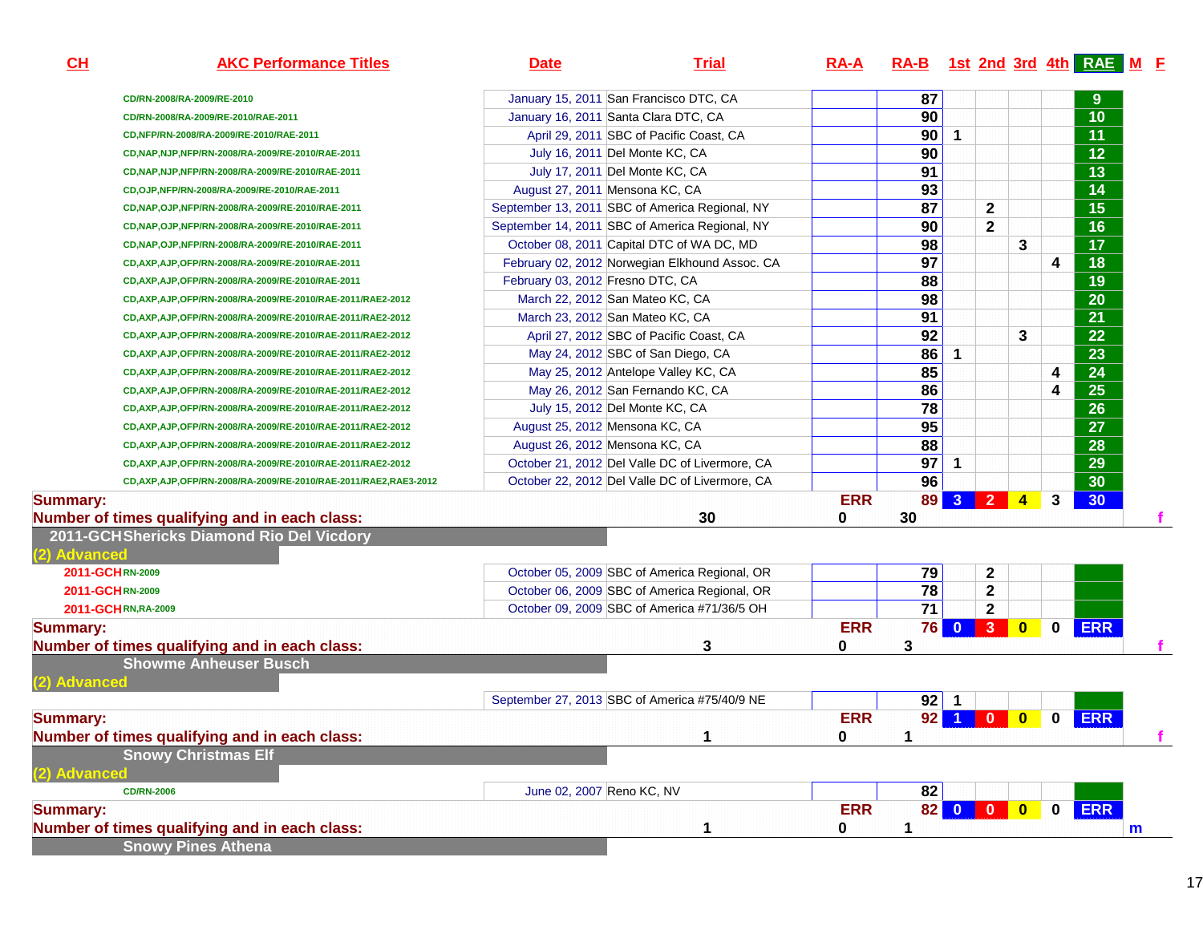| CH | AKC Performance Titles | Date | Trial | RA-A | RA-B | 1st | 2nd | 3rd | 4th | RAE | M | F |
|---|---|---|---|---|---|---|---|---|---|---|---|---|
| | CD/RN-2008/RA-2009/RE-2010 | January 15, 2011 | San Francisco DTC, CA | | 87 | | | | | 9 | | |
| | CD/RN-2008/RA-2009/RE-2010/RAE-2011 | January 16, 2011 | Santa Clara DTC, CA | | 90 | | | | | 10 | | |
| | CD,NFP/RN-2008/RA-2009/RE-2010/RAE-2011 | April 29, 2011 | SBC of Pacific Coast, CA | | 90 | 1 | | | | 11 | | |
| | CD,NAP,NJP,NFP/RN-2008/RA-2009/RE-2010/RAE-2011 | July 16, 2011 | Del Monte KC, CA | | 90 | | | | | 12 | | |
| | CD,NAP,NJP,NFP/RN-2008/RA-2009/RE-2010/RAE-2011 | July 17, 2011 | Del Monte KC, CA | | 91 | | | | | 13 | | |
| | CD,OJP,NFP/RN-2008/RA-2009/RE-2010/RAE-2011 | August 27, 2011 | Mensona KC, CA | | 93 | | | | | 14 | | |
| | CD,NAP,OJP,NFP/RN-2008/RA-2009/RE-2010/RAE-2011 | September 13, 2011 | SBC of America Regional, NY | | 87 | | 2 | | | 15 | | |
| | CD,NAP,OJP,NFP/RN-2008/RA-2009/RE-2010/RAE-2011 | September 14, 2011 | SBC of America Regional, NY | | 90 | | 2 | | | 16 | | |
| | CD,NAP,OJP,NFP/RN-2008/RA-2009/RE-2010/RAE-2011 | October 08, 2011 | Capital DTC of WA DC, MD | | 98 | | | 3 | | 17 | | |
| | CD,AXP,AJP,OFP/RN-2008/RA-2009/RE-2010/RAE-2011 | February 02, 2012 | Norwegian Elkhound Assoc. CA | | 97 | | | | 4 | 18 | | |
| | CD,AXP,AJP,OFP/RN-2008/RA-2009/RE-2010/RAE-2011 | February 03, 2012 | Fresno DTC, CA | | 88 | | | | | 19 | | |
| | CD,AXP,AJP,OFP/RN-2008/RA-2009/RE-2010/RAE-2011/RAE2-2012 | March 22, 2012 | San Mateo KC, CA | | 98 | | | | | 20 | | |
| | CD,AXP,AJP,OFP/RN-2008/RA-2009/RE-2010/RAE-2011/RAE2-2012 | March 23, 2012 | San Mateo KC, CA | | 91 | | | | | 21 | | |
| | CD,AXP,AJP,OFP/RN-2008/RA-2009/RE-2010/RAE-2011/RAE2-2012 | April 27, 2012 | SBC of Pacific Coast, CA | | 92 | | | 3 | | 22 | | |
| | CD,AXP,AJP,OFP/RN-2008/RA-2009/RE-2010/RAE-2011/RAE2-2012 | May 24, 2012 | SBC of San Diego, CA | | 86 | 1 | | | | 23 | | |
| | CD,AXP,AJP,OFP/RN-2008/RA-2009/RE-2010/RAE-2011/RAE2-2012 | May 25, 2012 | Antelope Valley KC, CA | | 85 | | | | 4 | 24 | | |
| | CD,AXP,AJP,OFP/RN-2008/RA-2009/RE-2010/RAE-2011/RAE2-2012 | May 26, 2012 | San Fernando KC, CA | | 86 | | | | 4 | 25 | | |
| | CD,AXP,AJP,OFP/RN-2008/RA-2009/RE-2010/RAE-2011/RAE2-2012 | July 15, 2012 | Del Monte KC, CA | | 78 | | | | | 26 | | |
| | CD,AXP,AJP,OFP/RN-2008/RA-2009/RE-2010/RAE-2011/RAE2-2012 | August 25, 2012 | Mensona KC, CA | | 95 | | | | | 27 | | |
| | CD,AXP,AJP,OFP/RN-2008/RA-2009/RE-2010/RAE-2011/RAE2-2012 | August 26, 2012 | Mensona KC, CA | | 88 | | | | | 28 | | |
| | CD,AXP,AJP,OFP/RN-2008/RA-2009/RE-2010/RAE-2011/RAE2-2012 | October 21, 2012 | Del Valle DC of Livermore, CA | | 97 | 1 | | | | 29 | | |
| | CD,AXP,AJP,OFP/RN-2008/RA-2009/RE-2010/RAE-2011/RAE2,RAE3-2012 | October 22, 2012 | Del Valle DC of Livermore, CA | | 96 | | | | | 30 | | |
| **Summary:** | | | | ERR | 89 | 3 | 2 | 4 | 3 | 30 | | |
| **Number of times qualifying and in each class:** | | | 30 | 0 | 30 | | | | | | | f |
| **2011-GCH** | **Shericks Diamond Rio Del Vicdory** | | | | | | | | | | | |
| **(2) Advanced** | | | | | | | | | | | | |
| 2011-GCH | RN-2009 | October 05, 2009 | SBC of America Regional, OR | | 79 | | 2 | | | | | |
| 2011-GCH | RN-2009 | October 06, 2009 | SBC of America Regional, OR | | 78 | | 2 | | | | | |
| 2011-GCH | RN,RA-2009 | October 09, 2009 | SBC of America #71/36/5 OH | | 71 | | 2 | | | | | |
| **Summary:** | | | | ERR | 76 | 0 | 3 | 0 | 0 | ERR | | |
| **Number of times qualifying and in each class:** | | | 3 | 0 | 3 | | | | | | | f |
| | **Showme Anheuser Busch** | | | | | | | | | | | |
| **(2) Advanced** | | | | | | | | | | | | |
| | | September 27, 2013 | SBC of America #75/40/9 NE | | 92 | 1 | | | | | | |
| **Summary:** | | | | ERR | 92 | 1 | 0 | 0 | 0 | ERR | | |
| **Number of times qualifying and in each class:** | | | 1 | 0 | 1 | | | | | | | f |
| | **Snowy Christmas Elf** | | | | | | | | | | | |
| **(2) Advanced** | | | | | | | | | | | | |
| | CD/RN-2006 | June 02, 2007 | Reno KC, NV | | 82 | | | | | | | |
| **Summary:** | | | | ERR | 82 | 0 | 0 | 0 | 0 | ERR | | |
| **Number of times qualifying and in each class:** | | | 1 | 0 | 1 | | | | | | m | |
| | **Snowy Pines Athena** | | | | | | | | | | | |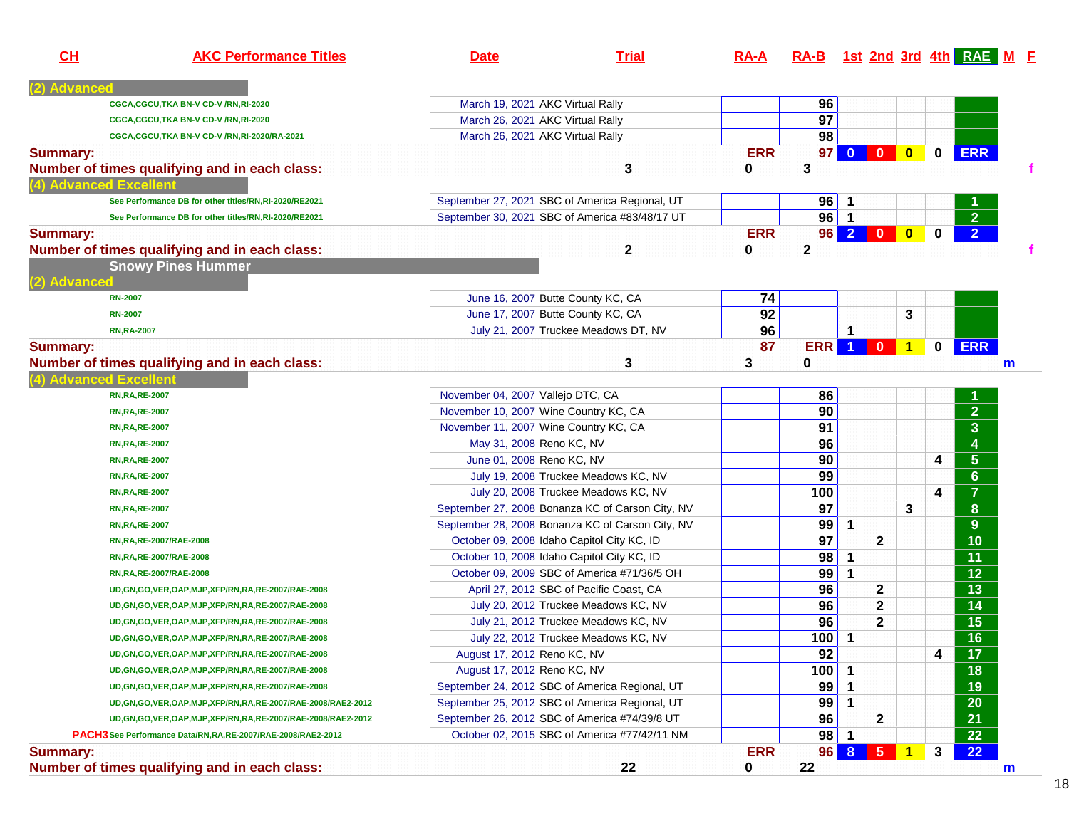| CH | AKC Performance Titles | Date | Trial | RA-A | RA-B | 1st | 2nd | 3rd | 4th | RAE | M | F |
|---|---|---|---|---|---|---|---|---|---|---|---|---|
| (2) Advanced | | | | | | | | | | | | |
| | CGCA,CGCU,TKA BN-V CD-V /RN,RI-2020 | March 19, 2021 | AKC Virtual Rally | | 96 | | | | | | | |
| | CGCA,CGCU,TKA BN-V CD-V /RN,RI-2020 | March 26, 2021 | AKC Virtual Rally | | 97 | | | | | | | |
| | CGCA,CGCU,TKA BN-V CD-V /RN,RI-2020/RA-2021 | March 26, 2021 | AKC Virtual Rally | | 98 | | | | | | | |
| Summary: | | | | ERR | 97 | 0 | 0 | 0 | 0 | ERR | | |
| Number of times qualifying and in each class: | | | 3 | 0 | 3 | | | | | | | f |
| (4) Advanced Excellent | | | | | | | | | | | | |
| | See Performance DB for other titles/RN,RI-2020/RE2021 | September 27, 2021 | SBC of America Regional, UT | | 96 | 1 | | | | 1 | | |
| | See Performance DB for other titles/RN,RI-2020/RE2021 | September 30, 2021 | SBC of America #83/48/17 UT | | 96 | 1 | | | | 2 | | |
| Summary: | | | | ERR | 96 | 2 | 0 | 0 | 0 | 2 | | |
| Number of times qualifying and in each class: | | | 2 | 0 | 2 | | | | | | | f |
| | Snowy Pines Hummer | | | | | | | | | | | |
| (2) Advanced | | | | | | | | | | | | |
| | RN-2007 | June 16, 2007 | Butte County KC, CA | 74 | | | | | | | | |
| | RN-2007 | June 17, 2007 | Butte County KC, CA | 92 | | | | 3 | | | | |
| | RN,RA-2007 | July 21, 2007 | Truckee Meadows DT, NV | 96 | | 1 | | | | | | |
| Summary: | | | | 87 | ERR | 1 | 0 | 1 | 0 | ERR | | |
| Number of times qualifying and in each class: | | | 3 | 3 | 0 | | | | | | m | |
| (4) Advanced Excellent | | | | | | | | | | | | |
| | RN,RA,RE-2007 | November 04, 2007 | Vallejo DTC, CA | | 86 | | | | | 1 | | |
| | RN,RA,RE-2007 | November 10, 2007 | Wine Country KC, CA | | 90 | | | | | 2 | | |
| | RN,RA,RE-2007 | November 11, 2007 | Wine Country KC, CA | | 91 | | | | | 3 | | |
| | RN,RA,RE-2007 | May 31, 2008 | Reno KC, NV | | 96 | | | | | 4 | | |
| | RN,RA,RE-2007 | June 01, 2008 | Reno KC, NV | | 90 | | | | 4 | 5 | | |
| | RN,RA,RE-2007 | July 19, 2008 | Truckee Meadows KC, NV | | 99 | | | | | 6 | | |
| | RN,RA,RE-2007 | July 20, 2008 | Truckee Meadows KC, NV | | 100 | | | | 4 | 7 | | |
| | RN,RA,RE-2007 | September 27, 2008 | Bonanza KC of Carson City, NV | | 97 | | | 3 | | 8 | | |
| | RN,RA,RE-2007 | September 28, 2008 | Bonanza KC of Carson City, NV | | 99 | 1 | | | | 9 | | |
| | RN,RA,RE-2007/RAE-2008 | October 09, 2008 | Idaho Capitol City KC, ID | | 97 | | 2 | | | 10 | | |
| | RN,RA,RE-2007/RAE-2008 | October 10, 2008 | Idaho Capitol City KC, ID | | 98 | 1 | | | | 11 | | |
| | RN,RA,RE-2007/RAE-2008 | October 09, 2009 | SBC of America #71/36/5 OH | | 99 | 1 | | | | 12 | | |
| | UD,GN,GO,VER,OAP,MJP,XFP/RN,RA,RE-2007/RAE-2008 | April 27, 2012 | SBC of Pacific Coast, CA | | 96 | | 2 | | | 13 | | |
| | UD,GN,GO,VER,OAP,MJP,XFP/RN,RA,RE-2007/RAE-2008 | July 20, 2012 | Truckee Meadows KC, NV | | 96 | | 2 | | | 14 | | |
| | UD,GN,GO,VER,OAP,MJP,XFP/RN,RA,RE-2007/RAE-2008 | July 21, 2012 | Truckee Meadows KC, NV | | 96 | | 2 | | | 15 | | |
| | UD,GN,GO,VER,OAP,MJP,XFP/RN,RA,RE-2007/RAE-2008 | July 22, 2012 | Truckee Meadows KC, NV | | 100 | 1 | | | | 16 | | |
| | UD,GN,GO,VER,OAP,MJP,XFP/RN,RA,RE-2007/RAE-2008 | August 17, 2012 | Reno KC, NV | | 92 | | | | 4 | 17 | | |
| | UD,GN,GO,VER,OAP,MJP,XFP/RN,RA,RE-2007/RAE-2008 | August 17, 2012 | Reno KC, NV | | 100 | 1 | | | | 18 | | |
| | UD,GN,GO,VER,OAP,MJP,XFP/RN,RA,RE-2007/RAE-2008 | September 24, 2012 | SBC of America Regional, UT | | 99 | 1 | | | | 19 | | |
| | UD,GN,GO,VER,OAP,MJP,XFP/RN,RA,RE-2007/RAE-2008/RAE2-2012 | September 25, 2012 | SBC of America Regional, UT | | 99 | 1 | | | | 20 | | |
| | UD,GN,GO,VER,OAP,MJP,XFP/RN,RA,RE-2007/RAE-2008/RAE2-2012 | September 26, 2012 | SBC of America #74/39/8 UT | | 96 | | 2 | | | 21 | | |
| PACH3 | See Performance Data/RN,RA,RE-2007/RAE-2008/RAE2-2012 | October 02, 2015 | SBC of America #77/42/11 NM | | 98 | 1 | | | | 22 | | |
| Summary: | | | | ERR | 96 | 8 | 5 | 1 | 3 | 22 | | |
| Number of times qualifying and in each class: | | | 22 | 0 | 22 | | | | | | m | |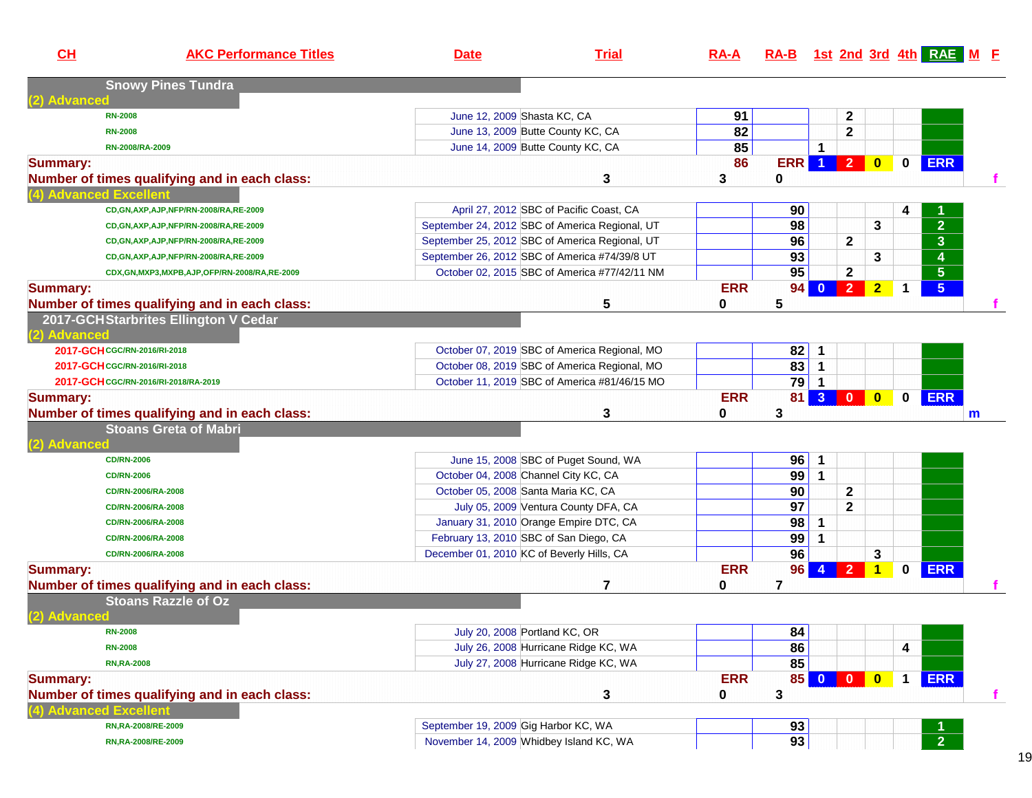| CH | AKC Performance Titles | Date | Trial | RA-A | RA-B | 1st | 2nd | 3rd | 4th | RAE | M | F |
|---|---|---|---|---|---|---|---|---|---|---|---|---|
| Snowy Pines Tundra | | | | | | | | | | | | |
| (2) Advanced | | | | | | | | | | | | |
| | RN-2008 | June 12, 2009 | Shasta KC, CA | 91 | | | 2 | | | | | |
| | RN-2008 | June 13, 2009 | Butte County KC, CA | 82 | | | 2 | | | | | |
| | RN-2008/RA-2009 | June 14, 2009 | Butte County KC, CA | 85 | | 1 | | | | | | |
| Summary: | | | | 86 | ERR | 1 | 2 | 0 | 0 | ERR | | |
| Number of times qualifying and in each class: | | | 3 | 3 | 0 | | | | | | | f |
| (4) Advanced Excellent | | | | | | | | | | | | |
| | CD,GN,AXP,AJP,NFP/RN-2008/RA,RE-2009 | April 27, 2012 | SBC of Pacific Coast, CA | | 90 | | | | 4 | 1 | | |
| | CD,GN,AXP,AJP,NFP/RN-2008/RA,RE-2009 | September 24, 2012 | SBC of America Regional, UT | | 98 | | | 3 | | 2 | | |
| | CD,GN,AXP,AJP,NFP/RN-2008/RA,RE-2009 | September 25, 2012 | SBC of America Regional, UT | | 96 | | 2 | | | 3 | | |
| | CD,GN,AXP,AJP,NFP/RN-2008/RA,RE-2009 | September 26, 2012 | SBC of America #74/39/8 UT | | 93 | | | 3 | | 4 | | |
| | CDX,GN,MXP3,MXPB,AJP,OFP/RN-2008/RA,RE-2009 | October 02, 2015 | SBC of America #77/42/11 NM | | 95 | | 2 | | | 5 | | |
| Summary: | | | | ERR | 94 | 0 | 2 | 2 | 1 | 5 | | |
| Number of times qualifying and in each class: | | | 5 | 0 | 5 | | | | | | | f |
| 2017-GCH Starbrites Ellington V Cedar | | | | | | | | | | | | |
| (2) Advanced | | | | | | | | | | | | |
| 2017-GCH | CGC/RN-2016/RI-2018 | October 07, 2019 | SBC of America Regional, MO | | 82 | 1 | | | | | | |
| 2017-GCH | CGC/RN-2016/RI-2018 | October 08, 2019 | SBC of America Regional, MO | | 83 | 1 | | | | | | |
| 2017-GCH | CGC/RN-2016/RI-2018/RA-2019 | October 11, 2019 | SBC of America #81/46/15 MO | | 79 | 1 | | | | | | |
| Summary: | | | | ERR | 81 | 3 | 0 | 0 | 0 | ERR | | |
| Number of times qualifying and in each class: | | | 3 | 0 | 3 | | | | | | m | |
| Stoans Greta of Mabri | | | | | | | | | | | | |
| (2) Advanced | | | | | | | | | | | | |
| | CD/RN-2006 | June 15, 2008 | SBC of Puget Sound, WA | | 96 | 1 | | | | | | |
| | CD/RN-2006 | October 04, 2008 | Channel City KC, CA | | 99 | 1 | | | | | | |
| | CD/RN-2006/RA-2008 | October 05, 2008 | Santa Maria KC, CA | | 90 | | 2 | | | | | |
| | CD/RN-2006/RA-2008 | July 05, 2009 | Ventura County DFA, CA | | 97 | | 2 | | | | | |
| | CD/RN-2006/RA-2008 | January 31, 2010 | Orange Empire DTC, CA | | 98 | 1 | | | | | | |
| | CD/RN-2006/RA-2008 | February 13, 2010 | SBC of San Diego, CA | | 99 | 1 | | | | | | |
| | CD/RN-2006/RA-2008 | December 01, 2010 | KC of Beverly Hills, CA | | 96 | | | 3 | | | | |
| Summary: | | | | ERR | 96 | 4 | 2 | 1 | 0 | ERR | | |
| Number of times qualifying and in each class: | | | 7 | 0 | 7 | | | | | | | f |
| Stoans Razzle of Oz | | | | | | | | | | | | |
| (2) Advanced | | | | | | | | | | | | |
| | RN-2008 | July 20, 2008 | Portland KC, OR | | 84 | | | | | | | |
| | RN-2008 | July 26, 2008 | Hurricane Ridge KC, WA | | 86 | | | | 4 | | | |
| | RN,RA-2008 | July 27, 2008 | Hurricane Ridge KC, WA | | 85 | | | | | | | |
| Summary: | | | | ERR | 85 | 0 | 0 | 0 | 1 | ERR | | |
| Number of times qualifying and in each class: | | | 3 | 0 | 3 | | | | | | | f |
| (4) Advanced Excellent | | | | | | | | | | | | |
| | RN,RA-2008/RE-2009 | September 19, 2009 | Gig Harbor KC, WA | | 93 | | | | | 1 | | |
| | RN,RA-2008/RE-2009 | November 14, 2009 | Whidbey Island KC, WA | | 93 | | | | | 2 | | |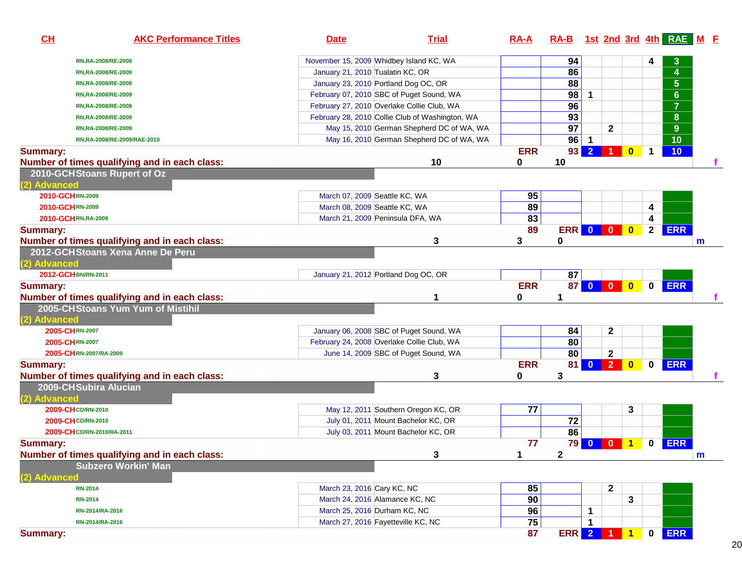| CH | AKC Performance Titles | Date | Trial | RA-A | RA-B | 1st | 2nd | 3rd | 4th | RAE | M | F |
|---|---|---|---|---|---|---|---|---|---|---|---|---|
| | RN,RA-2008/RE-2009 | November 15, 2009 | Whidbey Island KC, WA | | 94 | | | | 4 | 3 | | |
| | RN,RA-2008/RE-2009 | January 21, 2010 | Tualatin KC, OR | | 86 | | | | | 4 | | |
| | RN,RA-2008/RE-2009 | January 23, 2010 | Portland Dog OC, OR | | 88 | | | | | 5 | | |
| | RN,RA-2008/RE-2009 | February 07, 2010 | SBC of Puget Sound, WA | | 98 | 1 | | | | 6 | | |
| | RN,RA-2008/RE-2009 | February 27, 2010 | Overlake Collie Club, WA | | 96 | | | | | 7 | | |
| | RN,RA-2008/RE-2009 | February 28, 2010 | Collie Club of Washington, WA | | 93 | | | | | 8 | | |
| | RN,RA-2008/RE-2009 | May 15, 2010 | German Shepherd DC of WA, WA | | 97 | | 2 | | | 9 | | |
| | RN,RA-2008/RE-2009/RAE-2010 | May 16, 2010 | German Shepherd DC of WA, WA | | 96 | 1 | | | | 10 | | |
| **Summary:** | | | | ERR | 93 | 2 | 1 | 0 | 1 | 10 | | |
| **Number of times qualifying and in each class:** | | | 10 | 0 | 10 | | | | | | | f |
| **2010-GCH Stoans Rupert of Oz** | | | | | | | | | | | | |
| **(2) Advanced** | | | | | | | | | | | | |
| 2010-GCH | RN-2009 | March 07, 2009 | Seattle KC, WA | 95 | | | | | | | | |
| 2010-GCH | RN-2009 | March 08, 2009 | Seattle KC, WA | 89 | | | | | 4 | | | |
| 2010-GCH | RN,RA-2009 | March 21, 2009 | Peninsula DFA, WA | 83 | | | | | 4 | | | |
| **Summary:** | | | | 89 | ERR | 0 | 0 | 0 | 2 | ERR | | |
| **Number of times qualifying and in each class:** | | | 3 | 3 | 0 | | | | | | m | |
| **2012-GCH Stoans Xena Anne De Peru** | | | | | | | | | | | | |
| **(2) Advanced** | | | | | | | | | | | | |
| 2012-GCH | BN/RN-2011 | January 21, 2012 | Portland Dog OC, OR | | 87 | | | | | | | |
| **Summary:** | | | | ERR | 87 | 0 | 0 | 0 | 0 | ERR | | |
| **Number of times qualifying and in each class:** | | | 1 | 0 | 1 | | | | | | | f |
| **2005-CH Stoans Yum Yum of Mistihil** | | | | | | | | | | | | |
| **(2) Advanced** | | | | | | | | | | | | |
| 2005-CH | RN-2007 | January 06, 2008 | SBC of Puget Sound, WA | | 84 | | 2 | | | | | |
| 2005-CH | RN-2007 | February 24, 2008 | Overlake Collie Club, WA | | 80 | | | | | | | |
| 2005-CH | RN-2007/RA-2009 | June 14, 2009 | SBC of Puget Sound, WA | | 80 | | 2 | | | | | |
| **Summary:** | | | | ERR | 81 | 0 | 2 | 0 | 0 | ERR | | |
| **Number of times qualifying and in each class:** | | | 3 | 0 | 3 | | | | | | | f |
| **2009-CH Subira Alucian** | | | | | | | | | | | | |
| **(2) Advanced** | | | | | | | | | | | | |
| 2009-CH | CD/RN-2010 | May 12, 2011 | Southern Oregon KC, OR | 77 | | | | 3 | | | | |
| 2009-CH | CD/RN-2010 | July 01, 2011 | Mount Bachelor KC, OR | | 72 | | | | | | | |
| 2009-CH | CD/RN-2010/RA-2011 | July 03, 2011 | Mount Bachelor KC, OR | | 86 | | | | | | | |
| **Summary:** | | | | 77 | 79 | 0 | 0 | 1 | 0 | ERR | | |
| **Number of times qualifying and in each class:** | | | 3 | 1 | 2 | | | | | | m | |
| **Subzero Workin' Man** | | | | | | | | | | | | |
| **(2) Advanced** | | | | | | | | | | | | |
| | RN-2014 | March 23, 2016 | Cary KC, NC | 85 | | | 2 | | | | | |
| | RN-2014 | March 24, 2016 | Alamance KC, NC | 90 | | | | 3 | | | | |
| | RN-2014/RA-2016 | March 25, 2016 | Durham KC, NC | 96 | | 1 | | | | | | |
| | RN-2014/RA-2016 | March 27, 2016 | Fayetteville KC, NC | 75 | | 1 | | | | | | |
| **Summary:** | | | | 87 | ERR | 2 | 1 | 1 | 0 | ERR | | |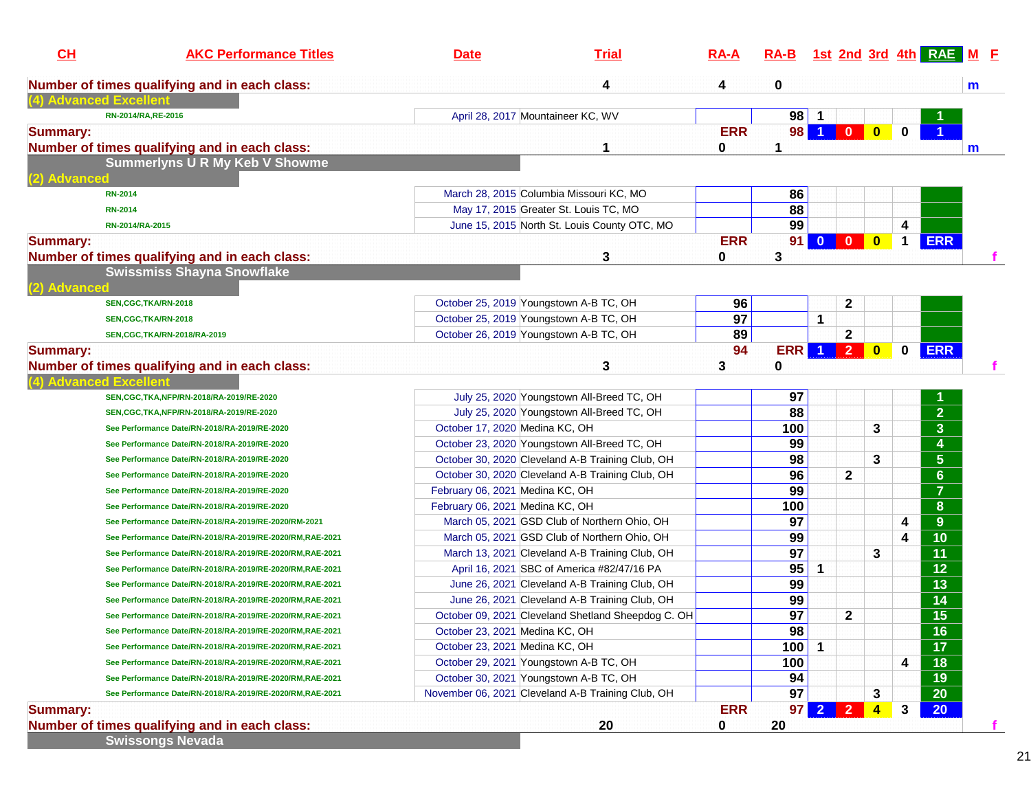| CH | AKC Performance Titles | Date | Trial | RA-A | RA-B | 1st | 2nd | 3rd | 4th | RAE | M | F |
|---|---|---|---|---|---|---|---|---|---|---|---|---|
| Number of times qualifying and in each class: | | | 4 | 4 | 0 | | | | | | m | |
| (4) Advanced Excellent | | | | | | | | | | | | |
| | RN-2014/RA,RE-2016 | April 28, 2017 | Mountaineer KC, WV | | 98 | 1 | | | | 1 | | |
| Summary: | | | | ERR | 98 | 1 | 0 | 0 | 0 | 1 | | |
| Number of times qualifying and in each class: | | | 1 | 0 | 1 | | | | | | m | |
| | Summerlyns U R My Keb V Showme | | | | | | | | | | | |
| (2) Advanced | | | | | | | | | | | | |
| | RN-2014 | March 28, 2015 | Columbia Missouri KC, MO | | 86 | | | | | | | |
| | RN-2014 | May 17, 2015 | Greater St. Louis TC, MO | | 88 | | | | | | | |
| | RN-2014/RA-2015 | June 15, 2015 | North St. Louis County OTC, MO | | 99 | | | | 4 | | | |
| Summary: | | | | ERR | 91 | 0 | 0 | 0 | 1 | ERR | | |
| Number of times qualifying and in each class: | | | 3 | 0 | 3 | | | | | | | f |
| | Swissmiss Shayna Snowflake | | | | | | | | | | | |
| (2) Advanced | | | | | | | | | | | | |
| | SEN,CGC,TKA/RN-2018 | October 25, 2019 | Youngstown A-B TC, OH | 96 | | | 2 | | | | | |
| | SEN,CGC,TKA/RN-2018 | October 25, 2019 | Youngstown A-B TC, OH | 97 | | 1 | | | | | | |
| | SEN,CGC,TKA/RN-2018/RA-2019 | October 26, 2019 | Youngstown A-B TC, OH | 89 | | | 2 | | | | | |
| Summary: | | | | 94 | ERR | 1 | 2 | 0 | 0 | ERR | | |
| Number of times qualifying and in each class: | | | 3 | 3 | 0 | | | | | | | f |
| (4) Advanced Excellent | | | | | | | | | | | | |
| | SEN,CGC,TKA,NFP/RN-2018/RA-2019/RE-2020 | July 25, 2020 | Youngstown All-Breed TC, OH | | 97 | | | | | 1 | | |
| | SEN,CGC,TKA,NFP/RN-2018/RA-2019/RE-2020 | July 25, 2020 | Youngstown All-Breed TC, OH | | 88 | | | | | 2 | | |
| | See Performance Date/RN-2018/RA-2019/RE-2020 | October 17, 2020 | Medina KC, OH | | 100 | | | 3 | | 3 | | |
| | See Performance Date/RN-2018/RA-2019/RE-2020 | October 23, 2020 | Youngstown All-Breed TC, OH | | 99 | | | | | 4 | | |
| | See Performance Date/RN-2018/RA-2019/RE-2020 | October 30, 2020 | Cleveland A-B Training Club, OH | | 98 | | | 3 | | 5 | | |
| | See Performance Date/RN-2018/RA-2019/RE-2020 | October 30, 2020 | Cleveland A-B Training Club, OH | | 96 | | 2 | | | 6 | | |
| | See Performance Date/RN-2018/RA-2019/RE-2020 | February 06, 2021 | Medina KC, OH | | 99 | | | | | 7 | | |
| | See Performance Date/RN-2018/RA-2019/RE-2020 | February 06, 2021 | Medina KC, OH | | 100 | | | | | 8 | | |
| | See Performance Date/RN-2018/RA-2019/RE-2020/RM-2021 | March 05, 2021 | GSD Club of Northern Ohio, OH | | 97 | | | | 4 | 9 | | |
| | See Performance Date/RN-2018/RA-2019/RE-2020/RM,RAE-2021 | March 05, 2021 | GSD Club of Northern Ohio, OH | | 99 | | | | 4 | 10 | | |
| | See Performance Date/RN-2018/RA-2019/RE-2020/RM,RAE-2021 | March 13, 2021 | Cleveland A-B Training Club, OH | | 97 | | | 3 | | 11 | | |
| | See Performance Date/RN-2018/RA-2019/RE-2020/RM,RAE-2021 | April 16, 2021 | SBC of America #82/47/16 PA | | 95 | 1 | | | | 12 | | |
| | See Performance Date/RN-2018/RA-2019/RE-2020/RM,RAE-2021 | June 26, 2021 | Cleveland A-B Training Club, OH | | 99 | | | | | 13 | | |
| | See Performance Date/RN-2018/RA-2019/RE-2020/RM,RAE-2021 | June 26, 2021 | Cleveland A-B Training Club, OH | | 99 | | | | | 14 | | |
| | See Performance Date/RN-2018/RA-2019/RE-2020/RM,RAE-2021 | October 09, 2021 | Cleveland Shetland Sheepdog C. OH | | 97 | | 2 | | | 15 | | |
| | See Performance Date/RN-2018/RA-2019/RE-2020/RM,RAE-2021 | October 23, 2021 | Medina KC, OH | | 98 | | | | | 16 | | |
| | See Performance Date/RN-2018/RA-2019/RE-2020/RM,RAE-2021 | October 23, 2021 | Medina KC, OH | | 100 | 1 | | | | 17 | | |
| | See Performance Date/RN-2018/RA-2019/RE-2020/RM,RAE-2021 | October 29, 2021 | Youngstown A-B TC, OH | | 100 | | | | 4 | 18 | | |
| | See Performance Date/RN-2018/RA-2019/RE-2020/RM,RAE-2021 | October 30, 2021 | Youngstown A-B TC, OH | | 94 | | | | | 19 | | |
| | See Performance Date/RN-2018/RA-2019/RE-2020/RM,RAE-2021 | November 06, 2021 | Cleveland A-B Training Club, OH | | 97 | | | 3 | | 20 | | |
| Summary: | | | | ERR | 97 | 2 | 2 | 4 | 3 | 20 | | |
| Number of times qualifying and in each class: | | | 20 | 0 | 20 | | | | | | | f |
| | Swissongs Nevada | | | | | | | | | | | |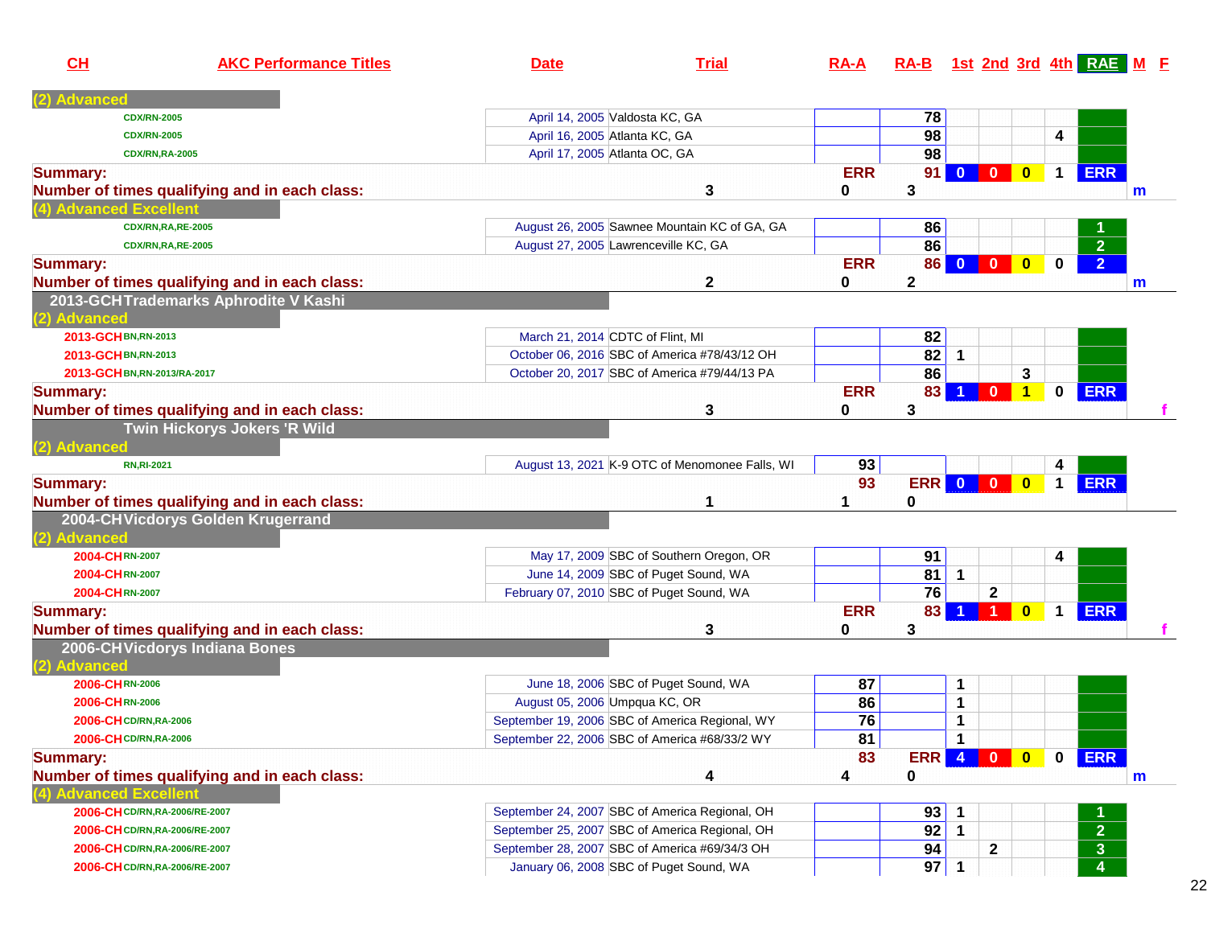| CH | AKC Performance Titles | Date | Trial | RA-A | RA-B | 1st | 2nd | 3rd | 4th | RAE | M | F |
|---|---|---|---|---|---|---|---|---|---|---|---|---|
| (2) Advanced | | | | | | | | | | | | |
| | CDX/RN-2005 | April 14, 2005 | Valdosta KC, GA | | 78 | | | | | | | |
| | CDX/RN-2005 | April 16, 2005 | Atlanta KC, GA | | 98 | | | | 4 | | | |
| | CDX/RN,RA-2005 | April 17, 2005 | Atlanta OC, GA | | 98 | | | | | | | |
| Summary: | | | | ERR | 91 | 0 | 0 | 0 | 1 | ERR | | |
| Number of times qualifying and in each class: | | | 3 | 0 | 3 | | | | | | m | |
| (4) Advanced Excellent | | | | | | | | | | | | |
| | CDX/RN,RA,RE-2005 | August 26, 2005 | Sawnee Mountain KC of GA, GA | | 86 | | | | | 1 | | |
| | CDX/RN,RA,RE-2005 | August 27, 2005 | Lawrenceville KC, GA | | 86 | | | | | 2 | | |
| Summary: | | | | ERR | 86 | 0 | 0 | 0 | 0 | 2 | | |
| Number of times qualifying and in each class: | | | 2 | 0 | 2 | | | | | | m | |
| 2013-GCH Trademarks Aphrodite V Kashi | | | | | | | | | | | | |
| (2) Advanced | | | | | | | | | | | | |
| 2013-GCH | BN,RN-2013 | March 21, 2014 | CDTC of Flint, MI | | 82 | | | | | | | |
| 2013-GCH | BN,RN-2013 | October 06, 2016 | SBC of America #78/43/12 OH | | 82 | 1 | | | | | | |
| 2013-GCH | BN,RN-2013/RA-2017 | October 20, 2017 | SBC of America #79/44/13 PA | | 86 | | | 3 | | | | |
| Summary: | | | | ERR | 83 | 1 | 0 | 1 | 0 | ERR | | |
| Number of times qualifying and in each class: | | | 3 | 0 | 3 | | | | | | | f |
| Twin Hickorys Jokers 'R Wild | | | | | | | | | | | | |
| (2) Advanced | | | | | | | | | | | | |
| | RN,RI-2021 | August 13, 2021 | K-9 OTC of Menomonee Falls, WI | 93 | | | | | 4 | | | |
| Summary: | | | | 93 | ERR | 0 | 0 | 0 | 1 | ERR | | |
| Number of times qualifying and in each class: | | | 1 | 1 | 0 | | | | | | | |
| 2004-CH Vicdorys Golden Krugerrand | | | | | | | | | | | | |
| (2) Advanced | | | | | | | | | | | | |
| 2004-CH | RN-2007 | May 17, 2009 | SBC of Southern Oregon, OR | | 91 | | | | 4 | | | |
| 2004-CH | RN-2007 | June 14, 2009 | SBC of Puget Sound, WA | | 81 | 1 | | | | | | |
| 2004-CH | RN-2007 | February 07, 2010 | SBC of Puget Sound, WA | | 76 | | 2 | | | | | |
| Summary: | | | | ERR | 83 | 1 | 1 | 0 | 1 | ERR | | |
| Number of times qualifying and in each class: | | | 3 | 0 | 3 | | | | | | | f |
| 2006-CH Vicdorys Indiana Bones | | | | | | | | | | | | |
| (2) Advanced | | | | | | | | | | | | |
| 2006-CH | RN-2006 | June 18, 2006 | SBC of Puget Sound, WA | 87 | | 1 | | | | | | |
| 2006-CH | RN-2006 | August 05, 2006 | Umpqua KC, OR | 86 | | 1 | | | | | | |
| 2006-CH | CD/RN,RA-2006 | September 19, 2006 | SBC of America Regional, WY | 76 | | 1 | | | | | | |
| 2006-CH | CD/RN,RA-2006 | September 22, 2006 | SBC of America #68/33/2 WY | 81 | | 1 | | | | | | |
| Summary: | | | | 83 | ERR | 4 | 0 | 0 | 0 | ERR | | |
| Number of times qualifying and in each class: | | | 4 | 4 | 0 | | | | | | m | |
| (4) Advanced Excellent | | | | | | | | | | | | |
| 2006-CH | CD/RN,RA-2006/RE-2007 | September 24, 2007 | SBC of America Regional, OH | | 93 | 1 | | | | 1 | | |
| 2006-CH | CD/RN,RA-2006/RE-2007 | September 25, 2007 | SBC of America Regional, OH | | 92 | 1 | | | | 2 | | |
| 2006-CH | CD/RN,RA-2006/RE-2007 | September 28, 2007 | SBC of America #69/34/3 OH | | 94 | | 2 | | | 3 | | |
| 2006-CH | CD/RN,RA-2006/RE-2007 | January 06, 2008 | SBC of Puget Sound, WA | | 97 | 1 | | | | 4 | | |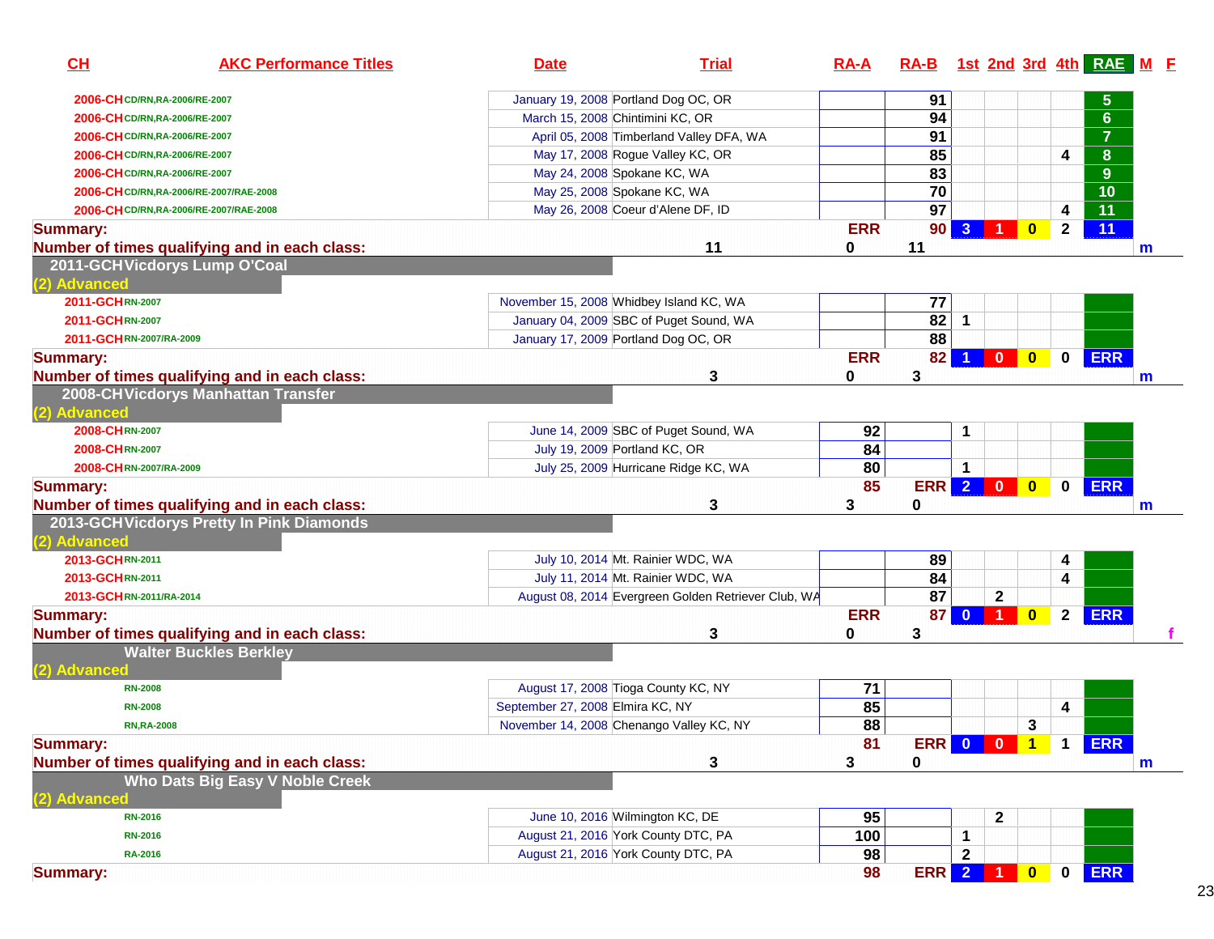| CH | AKC Performance Titles | Date | Trial | RA-A | RA-B | 1st | 2nd | 3rd | 4th | RAE | M | F |
|---|---|---|---|---|---|---|---|---|---|---|---|---|
| 2006-CH | CD/RN,RA-2006/RE-2007 | January 19, 2008 | Portland Dog OC, OR | | 91 | | | | | 5 | | |
| 2006-CH | CD/RN,RA-2006/RE-2007 | March 15, 2008 | Chintimini KC, OR | | 94 | | | | | 6 | | |
| 2006-CH | CD/RN,RA-2006/RE-2007 | April 05, 2008 | Timberland Valley DFA, WA | | 91 | | | | | 7 | | |
| 2006-CH | CD/RN,RA-2006/RE-2007 | May 17, 2008 | Rogue Valley KC, OR | | 85 | | | | 4 | 8 | | |
| 2006-CH | CD/RN,RA-2006/RE-2007 | May 24, 2008 | Spokane KC, WA | | 83 | | | | | 9 | | |
| 2006-CH | CD/RN,RA-2006/RE-2007/RAE-2008 | May 25, 2008 | Spokane KC, WA | | 70 | | | | | 10 | | |
| 2006-CH | CD/RN,RA-2006/RE-2007/RAE-2008 | May 26, 2008 | Coeur d'Alene DF, ID | | 97 | | | | 4 | 11 | | |
| **Summary:** | | | | ERR | 90 | 3 | 1 | 0 | 2 | 11 | | |
| **Number of times qualifying and in each class:** | | | 11 | 0 | 11 | | | | | | m | |
| **2011-GCH Vicdorys Lump O'Coal** | | | | | | | | | | | | |
| **(2) Advanced** | | | | | | | | | | | | |
| 2011-GCH | RN-2007 | November 15, 2008 | Whidbey Island KC, WA | | 77 | | | | | | | |
| 2011-GCH | RN-2007 | January 04, 2009 | SBC of Puget Sound, WA | | 82 | 1 | | | | | | |
| 2011-GCH | RN-2007/RA-2009 | January 17, 2009 | Portland Dog OC, OR | | 88 | | | | | | | |
| **Summary:** | | | | ERR | 82 | 1 | 0 | 0 | 0 | ERR | | |
| **Number of times qualifying and in each class:** | | | 3 | 0 | 3 | | | | | | m | |
| **2008-CH Vicdorys Manhattan Transfer** | | | | | | | | | | | | |
| **(2) Advanced** | | | | | | | | | | | | |
| 2008-CH | RN-2007 | June 14, 2009 | SBC of Puget Sound, WA | 92 | | 1 | | | | | | |
| 2008-CH | RN-2007 | July 19, 2009 | Portland KC, OR | 84 | | | | | | | | |
| 2008-CH | RN-2007/RA-2009 | July 25, 2009 | Hurricane Ridge KC, WA | 80 | | 1 | | | | | | |
| **Summary:** | | | | 85 | ERR | 2 | 0 | 0 | 0 | ERR | | |
| **Number of times qualifying and in each class:** | | | 3 | 3 | 0 | | | | | | m | |
| **2013-GCH Vicdorys Pretty In Pink Diamonds** | | | | | | | | | | | | |
| **(2) Advanced** | | | | | | | | | | | | |
| 2013-GCH | RN-2011 | July 10, 2014 | Mt. Rainier WDC, WA | | 89 | | | | 4 | | | |
| 2013-GCH | RN-2011 | July 11, 2014 | Mt. Rainier WDC, WA | | 84 | | | | 4 | | | |
| 2013-GCH | RN-2011/RA-2014 | August 08, 2014 | Evergreen Golden Retriever Club, WA | | 87 | | 2 | | | | | |
| **Summary:** | | | | ERR | 87 | 0 | 1 | 0 | 2 | ERR | | |
| **Number of times qualifying and in each class:** | | | 3 | 0 | 3 | | | | | | | f |
| **Walter Buckles Berkley** | | | | | | | | | | | | |
| **(2) Advanced** | | | | | | | | | | | | |
| | RN-2008 | August 17, 2008 | Tioga County KC, NY | 71 | | | | | | | | |
| | RN-2008 | September 27, 2008 | Elmira KC, NY | 85 | | | | | 4 | | | |
| | RN,RA-2008 | November 14, 2008 | Chenango Valley KC, NY | 88 | | | | 3 | | | | |
| **Summary:** | | | | 81 | ERR | 0 | 0 | 1 | 1 | ERR | | |
| **Number of times qualifying and in each class:** | | | 3 | 3 | 0 | | | | | | m | |
| **Who Dats Big Easy V Noble Creek** | | | | | | | | | | | | |
| **(2) Advanced** | | | | | | | | | | | | |
| | RN-2016 | June 10, 2016 | Wilmington KC, DE | 95 | | | 2 | | | | | |
| | RN-2016 | August 21, 2016 | York County DTC, PA | 100 | | 1 | | | | | | |
| | RA-2016 | August 21, 2016 | York County DTC, PA | 98 | | 2 | | | | | | |
| **Summary:** | | | | 98 | ERR | 2 | 1 | 0 | 0 | ERR | | |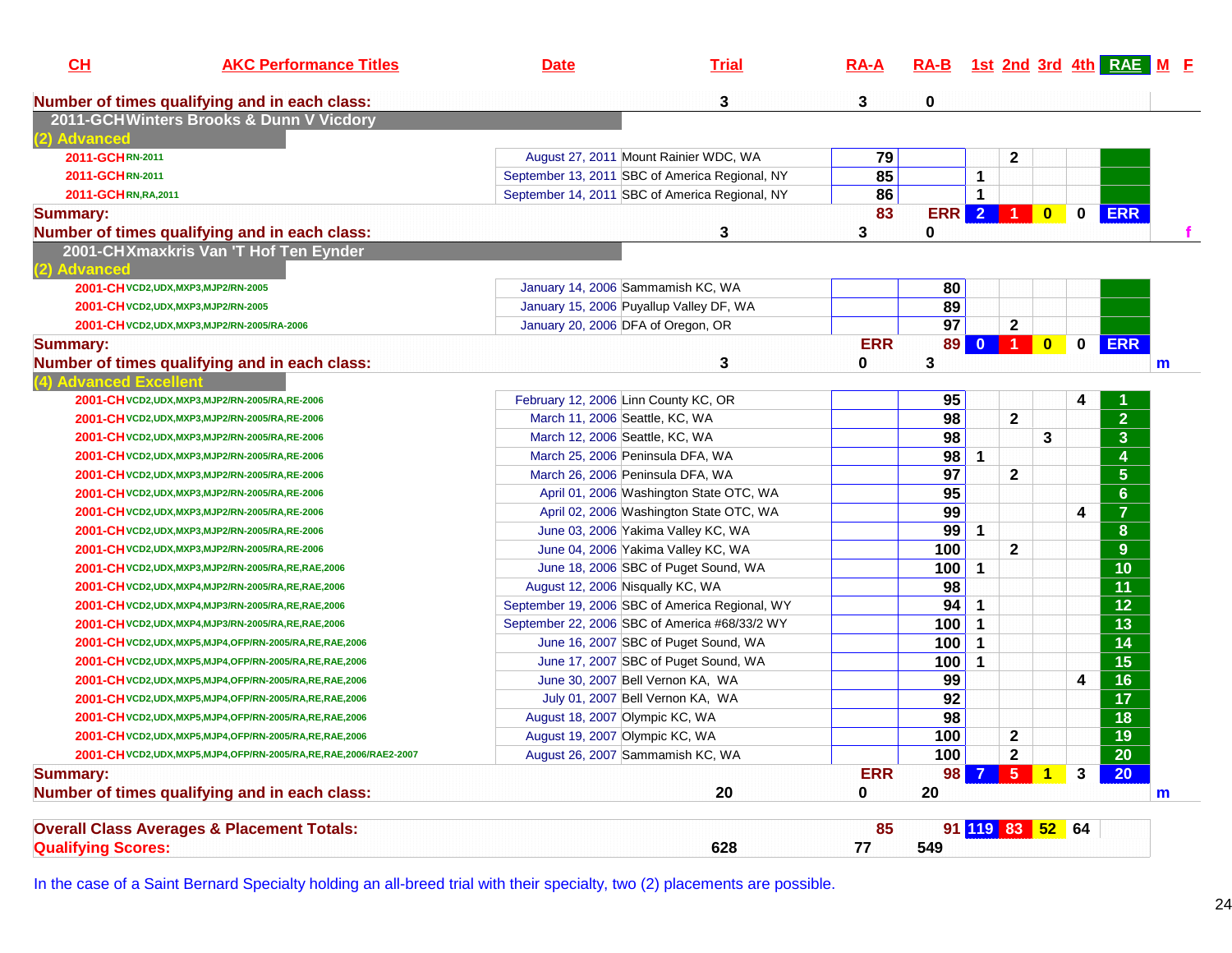| CH | AKC Performance Titles | Date | Trial | RA-A | RA-B | 1st | 2nd | 3rd | 4th | RAE | M | F |
|---|---|---|---|---|---|---|---|---|---|---|---|---|
| Number of times qualifying and in each class: | | | 3 | 3 | 0 | | | | | | | |
| 2011-GCH Winters Brooks & Dunn V Vicdory | | | | | | | | | | | | |
| (2) Advanced | | | | | | | | | | | | |
| 2011-GCH | RN-2011 | August 27, 2011 | Mount Rainier WDC, WA | 79 | | | 2 | | | | | |
| 2011-GCH | RN-2011 | September 13, 2011 | SBC of America Regional, NY | 85 | | 1 | | | | | | |
| 2011-GCH | RN,RA,2011 | September 14, 2011 | SBC of America Regional, NY | 86 | | 1 | | | | | | |
| Summary: | | | | 83 | ERR | 2 | 1 | 0 | 0 | ERR | | |
| Number of times qualifying and in each class: | | | 3 | 3 | 0 | | | | | | | f |
| 2001-CH Xmaxkris Van 'T Hof Ten Eynder | | | | | | | | | | | | |
| (2) Advanced | | | | | | | | | | | | |
| 2001-CH | VCD2,UDX,MXP3,MJP2/RN-2005 | January 14, 2006 | Sammamish KC, WA | | 80 | | | | | | | |
| 2001-CH | VCD2,UDX,MXP3,MJP2/RN-2005 | January 15, 2006 | Puyallup Valley DF, WA | | 89 | | | | | | | |
| 2001-CH | VCD2,UDX,MXP3,MJP2/RN-2005/RA-2006 | January 20, 2006 | DFA of Oregon, OR | | 97 | | 2 | | | | | |
| Summary: | | | | ERR | 89 | 0 | 1 | 0 | 0 | ERR | | |
| Number of times qualifying and in each class: | | | 3 | 0 | 3 | | | | | | m | |
| (4) Advanced Excellent | | | | | | | | | | | | |
| 2001-CH | VCD2,UDX,MXP3,MJP2/RN-2005/RA,RE-2006 | February 12, 2006 | Linn County KC, OR | | 95 | | | | 4 | 1 | | |
| 2001-CH | VCD2,UDX,MXP3,MJP2/RN-2005/RA,RE-2006 | March 11, 2006 | Seattle, KC, WA | | 98 | | 2 | | | 2 | | |
| 2001-CH | VCD2,UDX,MXP3,MJP2/RN-2005/RA,RE-2006 | March 12, 2006 | Seattle, KC, WA | | 98 | | | 3 | | 3 | | |
| 2001-CH | VCD2,UDX,MXP3,MJP2/RN-2005/RA,RE-2006 | March 25, 2006 | Peninsula DFA, WA | | 98 | 1 | | | | 4 | | |
| 2001-CH | VCD2,UDX,MXP3,MJP2/RN-2005/RA,RE-2006 | March 26, 2006 | Peninsula DFA, WA | | 97 | | 2 | | | 5 | | |
| 2001-CH | VCD2,UDX,MXP3,MJP2/RN-2005/RA,RE-2006 | April 01, 2006 | Washington State OTC, WA | | 95 | | | | | 6 | | |
| 2001-CH | VCD2,UDX,MXP3,MJP2/RN-2005/RA,RE-2006 | April 02, 2006 | Washington State OTC, WA | | 99 | | | | 4 | 7 | | |
| 2001-CH | VCD2,UDX,MXP3,MJP2/RN-2005/RA,RE-2006 | June 03, 2006 | Yakima Valley KC, WA | | 99 | 1 | | | | 8 | | |
| 2001-CH | VCD2,UDX,MXP3,MJP2/RN-2005/RA,RE-2006 | June 04, 2006 | Yakima Valley KC, WA | | 100 | | 2 | | | 9 | | |
| 2001-CH | VCD2,UDX,MXP3,MJP2/RN-2005/RA,RE,RAE,2006 | June 18, 2006 | SBC of Puget Sound, WA | | 100 | 1 | | | | 10 | | |
| 2001-CH | VCD2,UDX,MXP4,MJP2/RN-2005/RA,RE,RAE,2006 | August 12, 2006 | Nisqually KC, WA | | 98 | | | | | 11 | | |
| 2001-CH | VCD2,UDX,MXP4,MJP3/RN-2005/RA,RE,RAE,2006 | September 19, 2006 | SBC of America Regional, WY | | 94 | 1 | | | | 12 | | |
| 2001-CH | VCD2,UDX,MXP4,MJP3/RN-2005/RA,RE,RAE,2006 | September 22, 2006 | SBC of America #68/33/2 WY | | 100 | 1 | | | | 13 | | |
| 2001-CH | VCD2,UDX,MXP5,MJP4,OFP/RN-2005/RA,RE,RAE,2006 | June 16, 2007 | SBC of Puget Sound, WA | | 100 | 1 | | | | 14 | | |
| 2001-CH | VCD2,UDX,MXP5,MJP4,OFP/RN-2005/RA,RE,RAE,2006 | June 17, 2007 | SBC of Puget Sound, WA | | 100 | 1 | | | | 15 | | |
| 2001-CH | VCD2,UDX,MXP5,MJP4,OFP/RN-2005/RA,RE,RAE,2006 | June 30, 2007 | Bell Vernon KA, WA | | 99 | | | | 4 | 16 | | |
| 2001-CH | VCD2,UDX,MXP5,MJP4,OFP/RN-2005/RA,RE,RAE,2006 | July 01, 2007 | Bell Vernon KA, WA | | 92 | | | | | 17 | | |
| 2001-CH | VCD2,UDX,MXP5,MJP4,OFP/RN-2005/RA,RE,RAE,2006 | August 18, 2007 | Olympic KC, WA | | 98 | | | | | 18 | | |
| 2001-CH | VCD2,UDX,MXP5,MJP4,OFP/RN-2005/RA,RE,RAE,2006 | August 19, 2007 | Olympic KC, WA | | 100 | | 2 | | | 19 | | |
| 2001-CH | VCD2,UDX,MXP5,MJP4,OFP/RN-2005/RA,RE,RAE,2006/RAE2-2007 | August 26, 2007 | Sammamish KC, WA | | 100 | | 2 | | | 20 | | |
| Summary: | | | | ERR | 98 | 7 | 5 | 1 | 3 | 20 | | |
| Number of times qualifying and in each class: | | | 20 | 0 | 20 | | | | | | m | |
| Overall Class Averages & Placement Totals: | | | | 85 | 91 | 119 | 83 | 52 | 64 | | | |
| Qualifying Scores: | | | 628 | 77 | 549 | | | | | | | |

In the case of a Saint Bernard Specialty holding an all-breed trial with their specialty, two (2) placements are possible.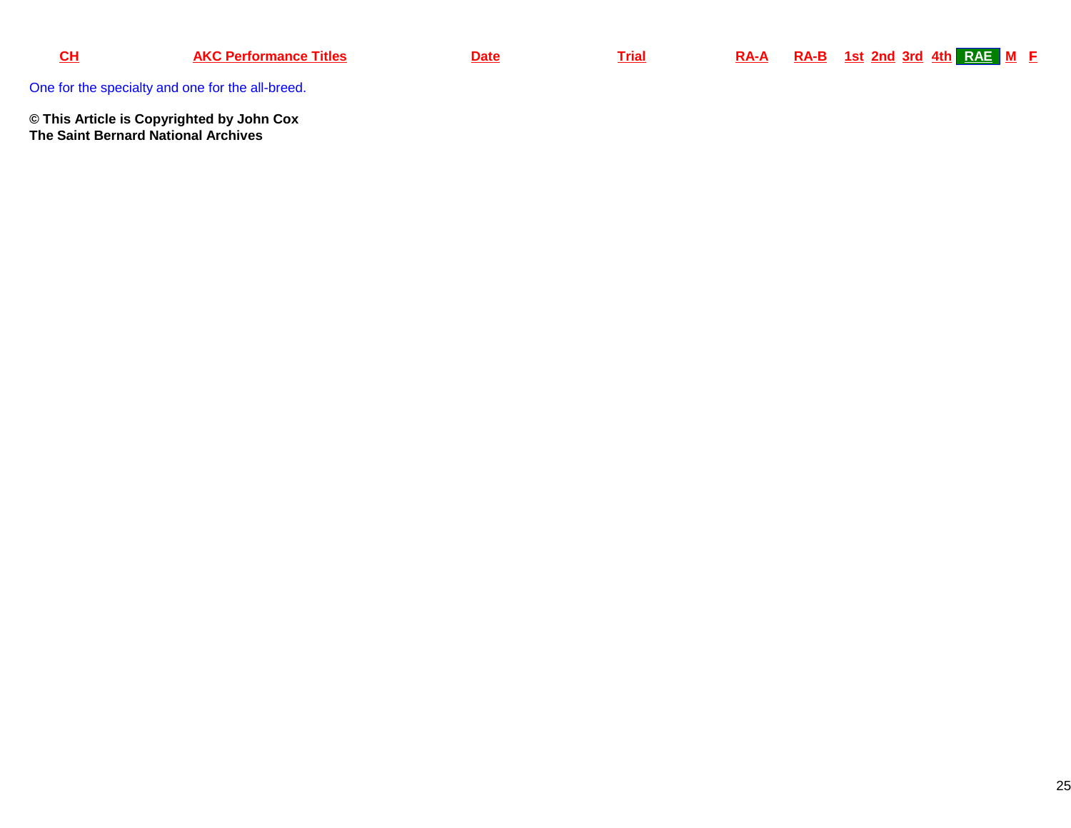| CH | AKC Performance Titles | Date | Trial | RA-A | RA-B | 1st | 2nd | 3rd | 4th | RAE | M | F |
| --- | --- | --- | --- | --- | --- | --- | --- | --- | --- | --- | --- | --- |

One for the specialty and one for the all-breed.

**© This Article is Copyrighted by John Cox**
**The Saint Bernard National Archives**